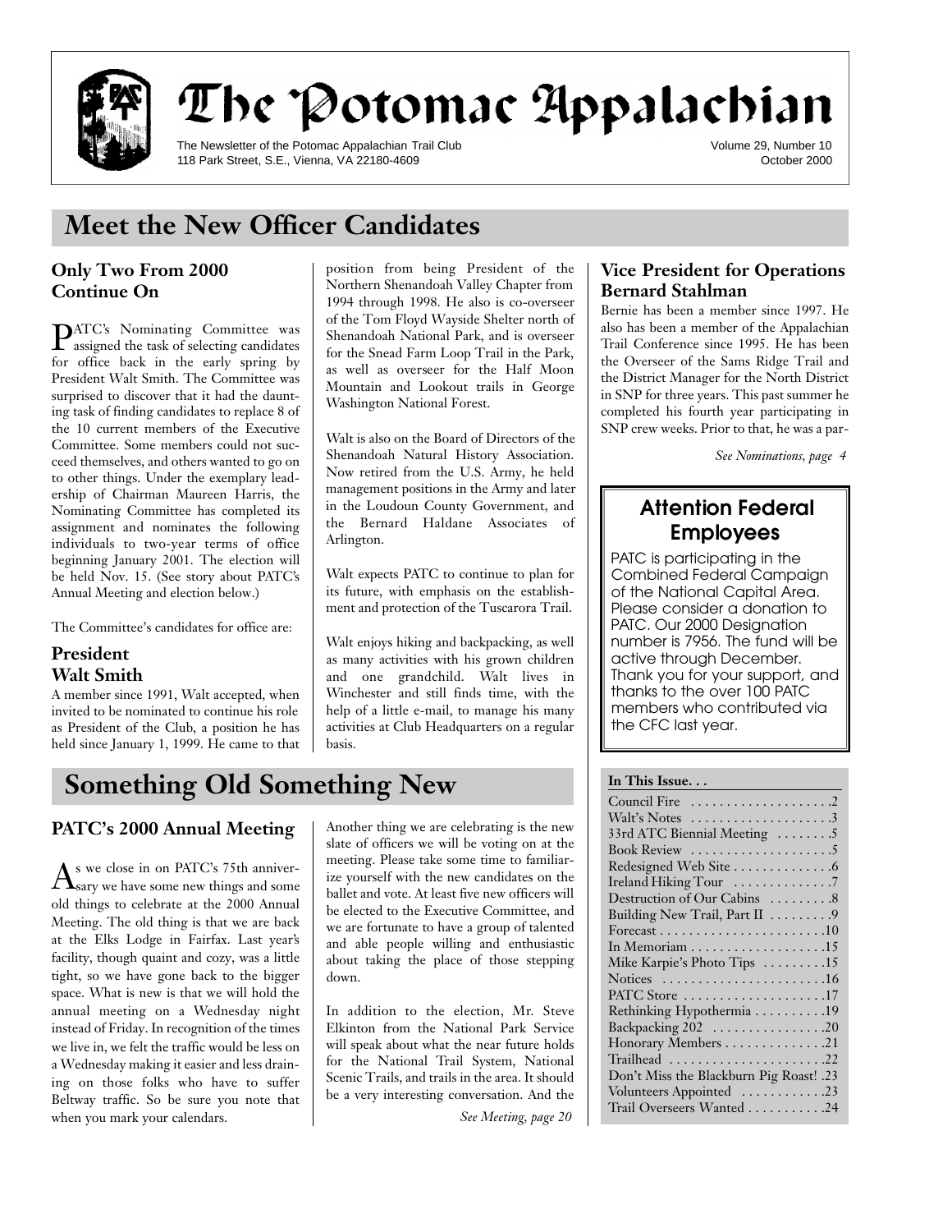# The Potomac Appalachian

The Newsletter of the Potomac Appalachian Trail Club
118 Park Street, S.E., Vienna, VA 22180-4609

Volume 29, Number 10
October 2000

## Meet the New Officer Candidates

### Only Two From 2000 Continue On

PATC's Nominating Committee was assigned the task of selecting candidates for office back in the early spring by President Walt Smith. The Committee was surprised to discover that it had the daunting task of finding candidates to replace 8 of the 10 current members of the Executive Committee. Some members could not succeed themselves, and others wanted to go on to other things. Under the exemplary leadership of Chairman Maureen Harris, the Nominating Committee has completed its assignment and nominates the following individuals to two-year terms of office beginning January 2001. The election will be held Nov. 15. (See story about PATC's Annual Meeting and election below.)

The Committee's candidates for office are:

### President
### Walt Smith

A member since 1991, Walt accepted, when invited to be nominated to continue his role as President of the Club, a position he has held since January 1, 1999. He came to that position from being President of the Northern Shenandoah Valley Chapter from 1994 through 1998. He also is co-overseer of the Tom Floyd Wayside Shelter north of Shenandoah National Park, and is overseer for the Snead Farm Loop Trail in the Park, as well as overseer for the Half Moon Mountain and Lookout trails in George Washington National Forest.

Walt is also on the Board of Directors of the Shenandoah Natural History Association. Now retired from the U.S. Army, he held management positions in the Army and later in the Loudoun County Government, and the Bernard Haldane Associates of Arlington.

Walt expects PATC to continue to plan for its future, with emphasis on the establishment and protection of the Tuscarora Trail.

Walt enjoys hiking and backpacking, as well as many activities with his grown children and one grandchild. Walt lives in Winchester and still finds time, with the help of a little e-mail, to manage his many activities at Club Headquarters on a regular basis.

### Vice President for Operations
### Bernard Stahlman

Bernie has been a member since 1997. He also has been a member of the Appalachian Trail Conference since 1995. He has been the Overseer of the Sams Ridge Trail and the District Manager for the North District in SNP for three years. This past summer he completed his fourth year participating in SNP crew weeks. Prior to that, he was a par-

*See Nominations, page 4*

### Attention Federal Employees

PATC is participating in the Combined Federal Campaign of the National Capital Area. Please consider a donation to PATC. Our 2000 Designation number is 7956. The fund will be active through December. Thank you for your support, and thanks to the over 100 PATC members who contributed via the CFC last year.

## Something Old Something New

### PATC's 2000 Annual Meeting

As we close in on PATC's 75th anniversary we have some new things and some old things to celebrate at the 2000 Annual Meeting. The old thing is that we are back at the Elks Lodge in Fairfax. Last year's facility, though quaint and cozy, was a little tight, so we have gone back to the bigger space. What is new is that we will hold the annual meeting on a Wednesday night instead of Friday. In recognition of the times we live in, we felt the traffic would be less on a Wednesday making it easier and less draining on those folks who have to suffer Beltway traffic. So be sure you note that when you mark your calendars.

Another thing we are celebrating is the new slate of officers we will be voting on at the meeting. Please take some time to familiarize yourself with the new candidates on the ballet and vote. At least five new officers will be elected to the Executive Committee, and we are fortunate to have a group of talented and able people willing and enthusiastic about taking the place of those stepping down.

In addition to the election, Mr. Steve Elkinton from the National Park Service will speak about what the near future holds for the National Trail System, National Scenic Trails, and trails in the area. It should be a very interesting conversation. And the

*See Meeting, page 20*

**In This Issue. . .**

- Council Fire . . . 2
- Walt's Notes . . . 3
- 33rd ATC Biennial Meeting . . . 5
- Book Review . . . 5
- Redesigned Web Site . . . 6
- Ireland Hiking Tour . . . 7
- Destruction of Our Cabins . . . 8
- Building New Trail, Part II . . . 9
- Forecast . . . 10
- In Memoriam . . . 15
- Mike Karpie's Photo Tips . . . 15
- Notices . . . 16
- PATC Store . . . 17
- Rethinking Hypothermia . . . 19
- Backpacking 202 . . . 20
- Honorary Members . . . 21
- Trailhead . . . 22
- Don't Miss the Blackburn Pig Roast! . . . 23
- Volunteers Appointed . . . 23
- Trail Overseers Wanted . . . 24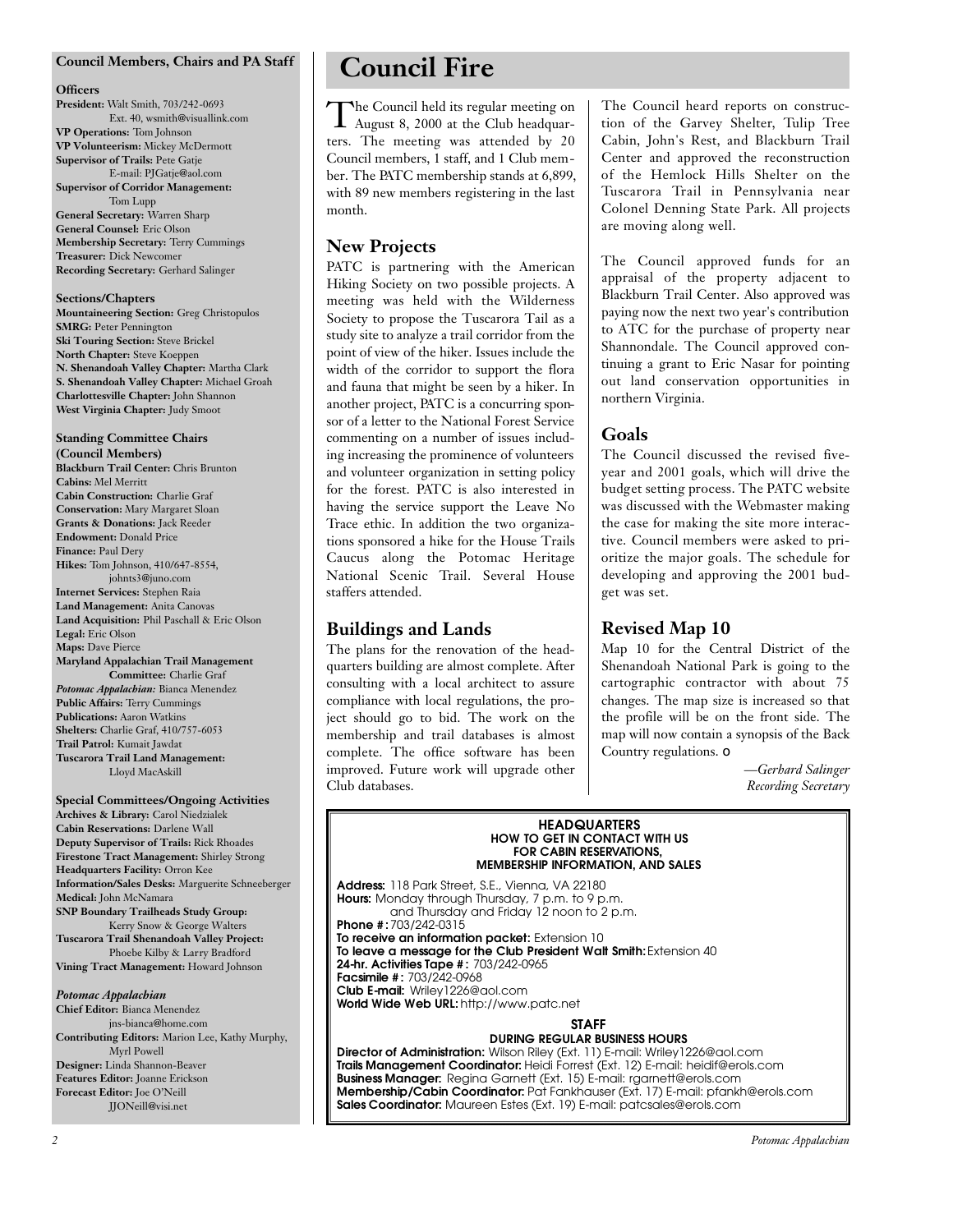## Council Members, Chairs and PA Staff

**Officers**

**President:** Walt Smith, 703/242-0693 Ext. 40, wsmith@visuallink.com
**VP Operations:** Tom Johnson
**VP Volunteerism:** Mickey McDermott
**Supervisor of Trails:** Pete Gatje E-mail: PJGatje@aol.com
**Supervisor of Corridor Management:** Tom Lupp
**General Secretary:** Warren Sharp
**General Counsel:** Eric Olson
**Membership Secretary:** Terry Cummings
**Treasurer:** Dick Newcomer
**Recording Secretary:** Gerhard Salinger

**Sections/Chapters**

**Mountaineering Section:** Greg Christopulos
**SMRG:** Peter Pennington
**Ski Touring Section:** Steve Brickel
**North Chapter:** Steve Koeppen
**N. Shenandoah Valley Chapter:** Martha Clark
**S. Shenandoah Valley Chapter:** Michael Groah
**Charlottesville Chapter:** John Shannon
**West Virginia Chapter:** Judy Smoot

**Standing Committee Chairs (Council Members)**

**Blackburn Trail Center:** Chris Brunton
**Cabins:** Mel Merritt
**Cabin Construction:** Charlie Graf
**Conservation:** Mary Margaret Sloan
**Grants & Donations:** Jack Reeder
**Endowment:** Donald Price
**Finance:** Paul Dery
**Hikes:** Tom Johnson, 410/647-8554, johnts3@juno.com
**Internet Services:** Stephen Raia
**Land Management:** Anita Canovas
**Land Acquisition:** Phil Paschall & Eric Olson
**Legal:** Eric Olson
**Maps:** Dave Pierce
**Maryland Appalachian Trail Management Committee:** Charlie Graf
***Potomac Appalachian:*** Bianca Menendez
**Public Affairs:** Terry Cummings
**Publications:** Aaron Watkins
**Shelters:** Charlie Graf, 410/757-6053
**Trail Patrol:** Kumait Jawdat
**Tuscarora Trail Land Management:** Lloyd MacAskill

**Special Committees/Ongoing Activities**

**Archives & Library:** Carol Niedzialek
**Cabin Reservations:** Darlene Wall
**Deputy Supervisor of Trails:** Rick Rhoades
**Firestone Tract Management:** Shirley Strong
**Headquarters Facility:** Orron Kee
**Information/Sales Desks:** Marguerite Schneeberger
**Medical:** John McNamara
**SNP Boundary Trailheads Study Group:** Kerry Snow & George Walters
**Tuscarora Trail Shenandoah Valley Project:** Phoebe Kilby & Larry Bradford
**Vining Tract Management:** Howard Johnson

***Potomac Appalachian***

**Chief Editor:** Bianca Menendez jns-bianca@home.com
**Contributing Editors:** Marion Lee, Kathy Murphy, Myrl Powell
**Designer:** Linda Shannon-Beaver
**Features Editor:** Joanne Erickson
**Forecast Editor:** Joe O'Neill JJONeill@visi.net

# Council Fire

The Council held its regular meeting on August 8, 2000 at the Club headquarters. The meeting was attended by 20 Council members, 1 staff, and 1 Club member. The PATC membership stands at 6,899, with 89 new members registering in the last month.

## New Projects

PATC is partnering with the American Hiking Society on two possible projects. A meeting was held with the Wilderness Society to propose the Tuscarora Tail as a study site to analyze a trail corridor from the point of view of the hiker. Issues include the width of the corridor to support the flora and fauna that might be seen by a hiker. In another project, PATC is a concurring sponsor of a letter to the National Forest Service commenting on a number of issues including increasing the prominence of volunteers and volunteer organization in setting policy for the forest. PATC is also interested in having the service support the Leave No Trace ethic. In addition the two organizations sponsored a hike for the House Trails Caucus along the Potomac Heritage National Scenic Trail. Several House staffers attended.

## Buildings and Lands

The plans for the renovation of the headquarters building are almost complete. After consulting with a local architect to assure compliance with local regulations, the project should go to bid. The work on the membership and trail databases is almost complete. The office software has been improved. Future work will upgrade other Club databases.

The Council heard reports on construction of the Garvey Shelter, Tulip Tree Cabin, John's Rest, and Blackburn Trail Center and approved the reconstruction of the Hemlock Hills Shelter on the Tuscarora Trail in Pennsylvania near Colonel Denning State Park. All projects are moving along well.

The Council approved funds for an appraisal of the property adjacent to Blackburn Trail Center. Also approved was paying now the next two year's contribution to ATC for the purchase of property near Shannondale. The Council approved continuing a grant to Eric Nasar for pointing out land conservation opportunities in northern Virginia.

## Goals

The Council discussed the revised five-year and 2001 goals, which will drive the budget setting process. The PATC website was discussed with the Webmaster making the case for making the site more interactive. Council members were asked to prioritize the major goals. The schedule for developing and approving the 2001 budget was set.

## Revised Map 10

Map 10 for the Central District of the Shenandoah National Park is going to the cartographic contractor with about 75 changes. The map size is increased so that the profile will be on the front side. The map will now contain a synopsis of the Back Country regulations. o

*—Gerhard Salinger*
*Recording Secretary*

**HEADQUARTERS**
**HOW TO GET IN CONTACT WITH US FOR CABIN RESERVATIONS, MEMBERSHIP INFORMATION, AND SALES**

**Address:** 118 Park Street, S.E., Vienna, VA 22180
**Hours:** Monday through Thursday, 7 p.m. to 9 p.m. and Thursday and Friday 12 noon to 2 p.m.
**Phone #:** 703/242-0315
**To receive an information packet:** Extension 10
**To leave a message for the Club President Walt Smith:** Extension 40
**24-hr. Activities Tape #:** 703/242-0965
**Facsimile #:** 703/242-0968
**Club E-mail:** Wriley1226@aol.com
**World Wide Web URL:** http://www.patc.net

**STAFF**
**DURING REGULAR BUSINESS HOURS**

**Director of Administration:** Wilson Riley (Ext. 11) E-mail: Wriley1226@aol.com
**Trails Management Coordinator:** Heidi Forrest (Ext. 12) E-mail: heidif@erols.com
**Business Manager:** Regina Garnett (Ext. 15) E-mail: rgarnett@erols.com
**Membership/Cabin Coordinator:** Pat Fankhauser (Ext. 17) E-mail: pfankh@erols.com
**Sales Coordinator:** Maureen Estes (Ext. 19) E-mail: patcsales@erols.com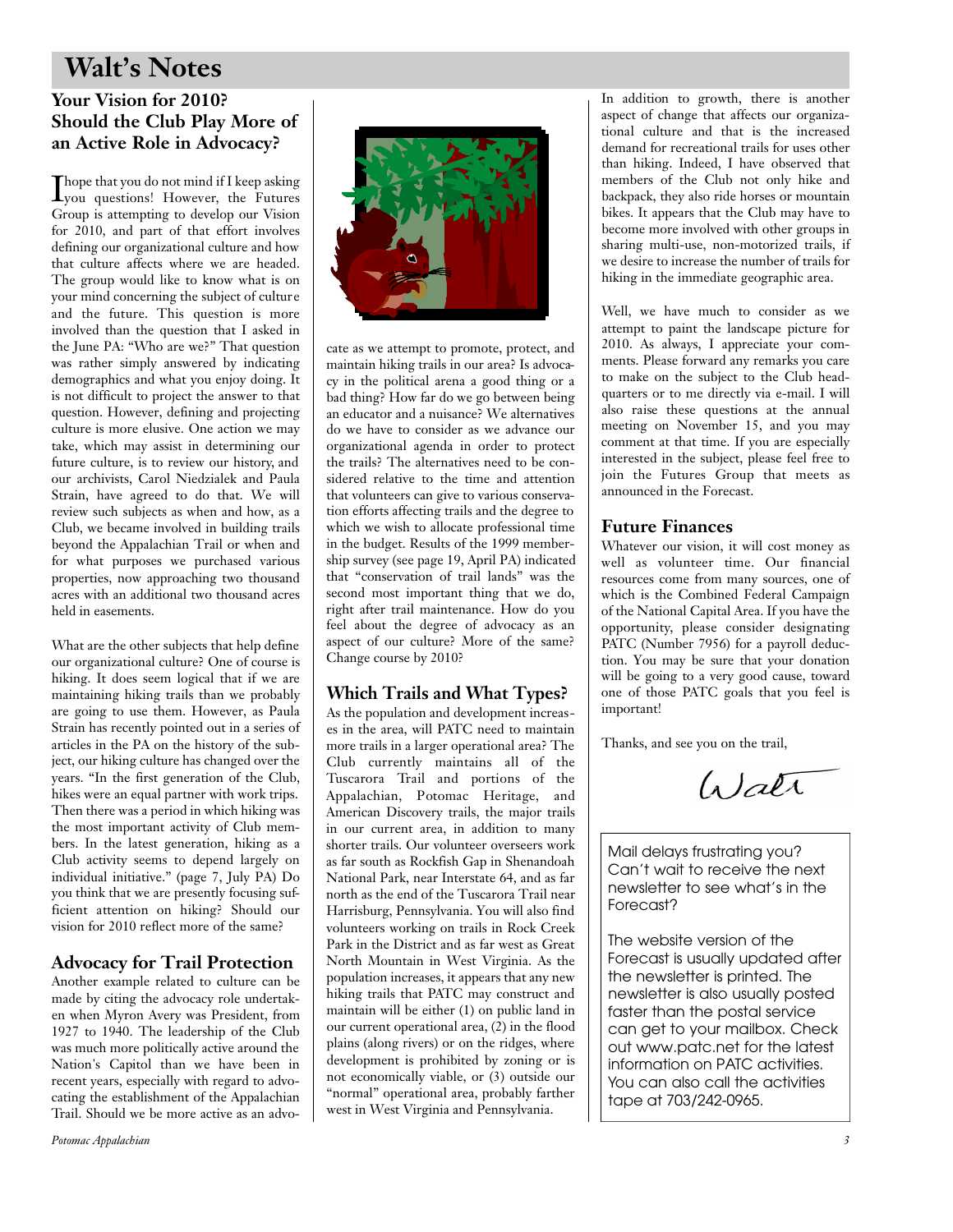# Walt's Notes

## Your Vision for 2010? Should the Club Play More of an Active Role in Advocacy?

I hope that you do not mind if I keep asking you questions! However, the Futures Group is attempting to develop our Vision for 2010, and part of that effort involves defining our organizational culture and how that culture affects where we are headed. The group would like to know what is on your mind concerning the subject of culture and the future. This question is more involved than the question that I asked in the June PA: "Who are we?" That question was rather simply answered by indicating demographics and what you enjoy doing. It is not difficult to project the answer to that question. However, defining and projecting culture is more elusive. One action we may take, which may assist in determining our future culture, is to review our history, and our archivists, Carol Niedzialek and Paula Strain, have agreed to do that. We will review such subjects as when and how, as a Club, we became involved in building trails beyond the Appalachian Trail or when and for what purposes we purchased various properties, now approaching two thousand acres with an additional two thousand acres held in easements.

What are the other subjects that help define our organizational culture? One of course is hiking. It does seem logical that if we are maintaining hiking trails than we probably are going to use them. However, as Paula Strain has recently pointed out in a series of articles in the PA on the history of the subject, our hiking culture has changed over the years. "In the first generation of the Club, hikes were an equal partner with work trips. Then there was a period in which hiking was the most important activity of Club members. In the latest generation, hiking as a Club activity seems to depend largely on individual initiative." (page 7, July PA) Do you think that we are presently focusing sufficient attention on hiking? Should our vision for 2010 reflect more of the same?

## Advocacy for Trail Protection

Another example related to culture can be made by citing the advocacy role undertaken when Myron Avery was President, from 1927 to 1940. The leadership of the Club was much more politically active around the Nation's Capitol than we have been in recent years, especially with regard to advocating the establishment of the Appalachian Trail. Should we be more active as an advocate as we attempt to promote, protect, and maintain hiking trails in our area? Is advocacy in the political arena a good thing or a bad thing? How far do we go between being an educator and a nuisance? We alternatives do we have to consider as we advance our organizational agenda in order to protect the trails? The alternatives need to be considered relative to the time and attention that volunteers can give to various conservation efforts affecting trails and the degree to which we wish to allocate professional time in the budget. Results of the 1999 membership survey (see page 19, April PA) indicated that "conservation of trail lands" was the second most important thing that we do, right after trail maintenance. How do you feel about the degree of advocacy as an aspect of our culture? More of the same? Change course by 2010?

## Which Trails and What Types?

As the population and development increases in the area, will PATC need to maintain more trails in a larger operational area? The Club currently maintains all of the Tuscarora Trail and portions of the Appalachian, Potomac Heritage, and American Discovery trails, the major trails in our current area, in addition to many shorter trails. Our volunteer overseers work as far south as Rockfish Gap in Shenandoah National Park, near Interstate 64, and as far north as the end of the Tuscarora Trail near Harrisburg, Pennsylvania. You will also find volunteers working on trails in Rock Creek Park in the District and as far west as Great North Mountain in West Virginia. As the population increases, it appears that any new hiking trails that PATC may construct and maintain will be either (1) on public land in our current operational area, (2) in the flood plains (along rivers) or on the ridges, where development is prohibited by zoning or is not economically viable, or (3) outside our "normal" operational area, probably farther west in West Virginia and Pennsylvania.

In addition to growth, there is another aspect of change that affects our organizational culture and that is the increased demand for recreational trails for uses other than hiking. Indeed, I have observed that members of the Club not only hike and backpack, they also ride horses or mountain bikes. It appears that the Club may have to become more involved with other groups in sharing multi-use, non-motorized trails, if we desire to increase the number of trails for hiking in the immediate geographic area.

Well, we have much to consider as we attempt to paint the landscape picture for 2010. As always, I appreciate your comments. Please forward any remarks you care to make on the subject to the Club headquarters or to me directly via e-mail. I will also raise these questions at the annual meeting on November 15, and you may comment at that time. If you are especially interested in the subject, please feel free to join the Futures Group that meets as announced in the Forecast.

## Future Finances

Whatever our vision, it will cost money as well as volunteer time. Our financial resources come from many sources, one of which is the Combined Federal Campaign of the National Capital Area. If you have the opportunity, please consider designating PATC (Number 7956) for a payroll deduction. You may be sure that your donation will be going to a very good cause, toward one of those PATC goals that you feel is important!

Thanks, and see you on the trail,

Walt

---

Mail delays frustrating you? Can't wait to receive the next newsletter to see what's in the Forecast?

The website version of the Forecast is usually updated after the newsletter is printed. The newsletter is also usually posted faster than the postal service can get to your mailbox. Check out www.patc.net for the latest information on PATC activities. You can also call the activities tape at 703/242-0965.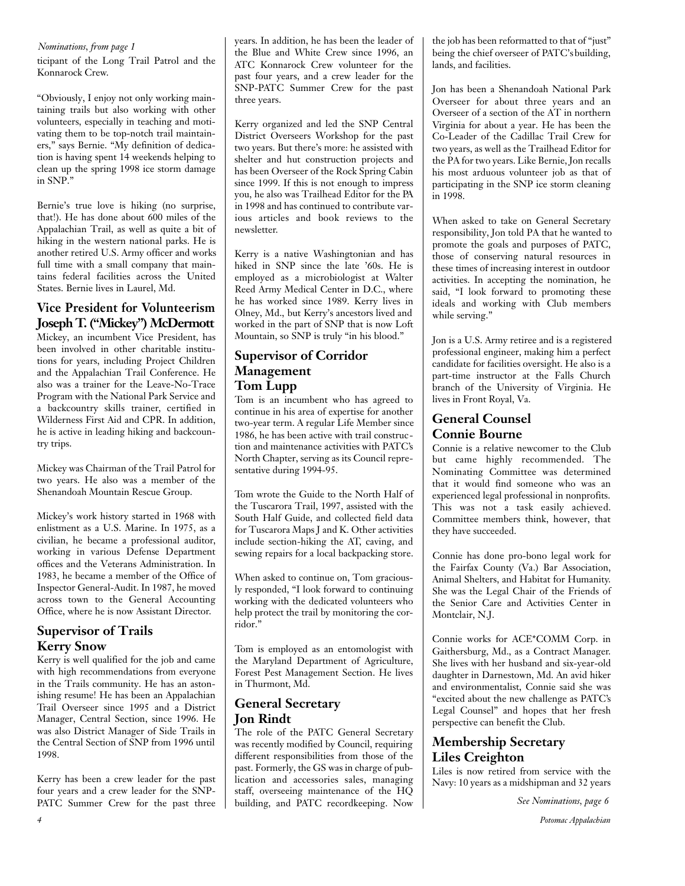*Nominations, from page 1*

ticipant of the Long Trail Patrol and the Konnarock Crew.

"Obviously, I enjoy not only working maintaining trails but also working with other volunteers, especially in teaching and motivating them to be top-notch trail maintainers," says Bernie. "My definition of dedication is having spent 14 weekends helping to clean up the spring 1998 ice storm damage in SNP."

Bernie's true love is hiking (no surprise, that!). He has done about 600 miles of the Appalachian Trail, as well as quite a bit of hiking in the western national parks. He is another retired U.S. Army officer and works full time with a small company that maintains federal facilities across the United States. Bernie lives in Laurel, Md.

## Vice President for Volunteerism Joseph T. ("Mickey") McDermott

Mickey, an incumbent Vice President, has been involved in other charitable institutions for years, including Project Children and the Appalachian Trail Conference. He also was a trainer for the Leave-No-Trace Program with the National Park Service and a backcountry skills trainer, certified in Wilderness First Aid and CPR. In addition, he is active in leading hiking and backcountry trips.

Mickey was Chairman of the Trail Patrol for two years. He also was a member of the Shenandoah Mountain Rescue Group.

Mickey's work history started in 1968 with enlistment as a U.S. Marine. In 1975, as a civilian, he became a professional auditor, working in various Defense Department offices and the Veterans Administration. In 1983, he became a member of the Office of Inspector General-Audit. In 1987, he moved across town to the General Accounting Office, where he is now Assistant Director.

## Supervisor of Trails Kerry Snow

Kerry is well qualified for the job and came with high recommendations from everyone in the Trails community. He has an astonishing resume! He has been an Appalachian Trail Overseer since 1995 and a District Manager, Central Section, since 1996. He was also District Manager of Side Trails in the Central Section of SNP from 1996 until 1998.

Kerry has been a crew leader for the past four years and a crew leader for the SNP-PATC Summer Crew for the past three years. In addition, he has been the leader of the Blue and White Crew since 1996, an ATC Konnarock Crew volunteer for the past four years, and a crew leader for the SNP-PATC Summer Crew for the past three years.

Kerry organized and led the SNP Central District Overseers Workshop for the past two years. But there's more: he assisted with shelter and hut construction projects and has been Overseer of the Rock Spring Cabin since 1999. If this is not enough to impress you, he also was Trailhead Editor for the PA in 1998 and has continued to contribute various articles and book reviews to the newsletter.

Kerry is a native Washingtonian and has hiked in SNP since the late '60s. He is employed as a microbiologist at Walter Reed Army Medical Center in D.C., where he has worked since 1989. Kerry lives in Olney, Md., but Kerry's ancestors lived and worked in the part of SNP that is now Loft Mountain, so SNP is truly "in his blood."

## Supervisor of Corridor Management Tom Lupp

Tom is an incumbent who has agreed to continue in his area of expertise for another two-year term. A regular Life Member since 1986, he has been active with trail construction and maintenance activities with PATC's North Chapter, serving as its Council representative during 1994-95.

Tom wrote the Guide to the North Half of the Tuscarora Trail, 1997, assisted with the South Half Guide, and collected field data for Tuscarora Maps J and K. Other activities include section-hiking the AT, caving, and sewing repairs for a local backpacking store.

When asked to continue on, Tom graciously responded, "I look forward to continuing working with the dedicated volunteers who help protect the trail by monitoring the corridor."

Tom is employed as an entomologist with the Maryland Department of Agriculture, Forest Pest Management Section. He lives in Thurmont, Md.

## General Secretary Jon Rindt

The role of the PATC General Secretary was recently modified by Council, requiring different responsibilities from those of the past. Formerly, the GS was in charge of publication and accessories sales, managing staff, overseeing maintenance of the HQ building, and PATC recordkeeping. Now the job has been reformatted to that of "just" being the chief overseer of PATC's building, lands, and facilities.

Jon has been a Shenandoah National Park Overseer for about three years and an Overseer of a section of the AT in northern Virginia for about a year. He has been the Co-Leader of the Cadillac Trail Crew for two years, as well as the Trailhead Editor for the PA for two years. Like Bernie, Jon recalls his most arduous volunteer job as that of participating in the SNP ice storm cleaning in 1998.

When asked to take on General Secretary responsibility, Jon told PA that he wanted to promote the goals and purposes of PATC, those of conserving natural resources in these times of increasing interest in outdoor activities. In accepting the nomination, he said, "I look forward to promoting these ideals and working with Club members while serving."

Jon is a U.S. Army retiree and is a registered professional engineer, making him a perfect candidate for facilities oversight. He also is a part-time instructor at the Falls Church branch of the University of Virginia. He lives in Front Royal, Va.

## General Counsel Connie Bourne

Connie is a relative newcomer to the Club but came highly recommended. The Nominating Committee was determined that it would find someone who was an experienced legal professional in nonprofits. This was not a task easily achieved. Committee members think, however, that they have succeeded.

Connie has done pro-bono legal work for the Fairfax County (Va.) Bar Association, Animal Shelters, and Habitat for Humanity. She was the Legal Chair of the Friends of the Senior Care and Activities Center in Montclair, N.J.

Connie works for ACE*COMM Corp. in Gaithersburg, Md., as a Contract Manager. She lives with her husband and six-year-old daughter in Darnestown, Md. An avid hiker and environmentalist, Connie said she was "excited about the new challenge as PATC's Legal Counsel" and hopes that her fresh perspective can benefit the Club.

## Membership Secretary Liles Creighton

Liles is now retired from service with the Navy: 10 years as a midshipman and 32 years

*See Nominations, page 6*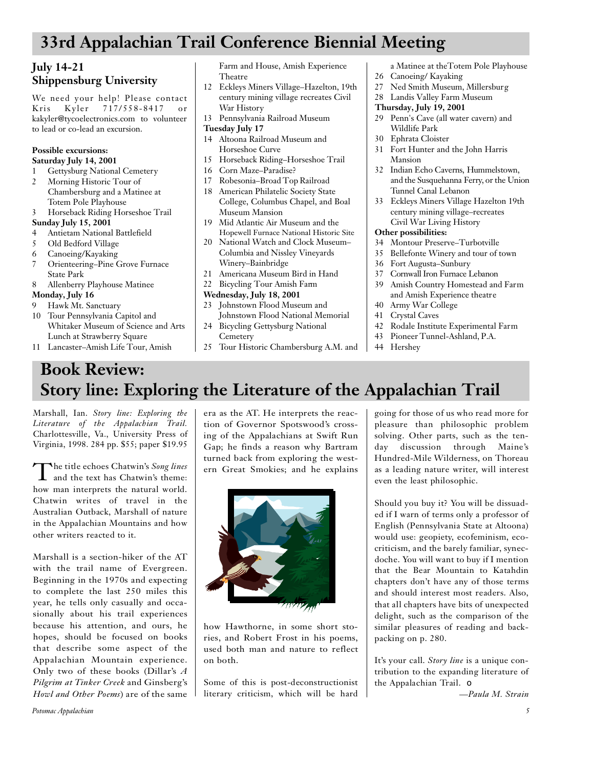# 33rd Appalachian Trail Conference Biennial Meeting

## July 14-21
## Shippensburg University

We need your help! Please contact Kris Kyler 717/558-8417 or kakyler@tycoelectronics.com to volunteer to lead or co-lead an excursion.

**Possible excursions:**

**Saturday July 14, 2001**

1. Gettysburg National Cemetery
2. Morning Historic Tour of Chambersburg and a Matinee at Totem Pole Playhouse
3. Horseback Riding Horseshoe Trail

**Sunday July 15, 2001**

4. Antietam National Battlefield
5. Old Bedford Village
6. Canoeing/Kayaking
7. Orienteering–Pine Grove Furnace State Park
8. Allenberry Playhouse Matinee

**Monday, July 16**

9. Hawk Mt. Sanctuary
10. Tour Pennsylvania Capitol and Whitaker Museum of Science and Arts Lunch at Strawberry Square
11. Lancaster–Amish Life Tour, Amish Farm and House, Amish Experience Theatre
12. Eckleys Miners Village–Hazelton, 19th century mining village recreates Civil War History
13. Pennsylvania Railroad Museum

**Tuesday July 17**

14. Altoona Railroad Museum and Horseshoe Curve
15. Horseback Riding–Horseshoe Trail
16. Corn Maze–Paradise?
17. Robesonia–Broad Top Railroad
18. American Philatelic Society State College, Columbus Chapel, and Boal Museum Mansion
19. Mid Atlantic Air Museum and the Hopewell Furnace National Historic Site
20. National Watch and Clock Museum–Columbia and Nissley Vineyards Winery–Bainbridge
21. Americana Museum Bird in Hand
22. Bicycling Tour Amish Farm

**Wednesday, July 18, 2001**

23. Johnstown Flood Museum and Johnstown Flood National Memorial
24. Bicycling Gettysburg National Cemetery
25. Tour Historic Chambersburg A.M. and a Matinee at the Totem Pole Playhouse
26. Canoeing/ Kayaking
27. Ned Smith Museum, Millersburg
28. Landis Valley Farm Museum

**Thursday, July 19, 2001**

29. Penn's Cave (all water cavern) and Wildlife Park
30. Ephrata Cloister
31. Fort Hunter and the John Harris Mansion
32. Indian Echo Caverns, Hummelstown, and the Susquehanna Ferry, or the Union Tunnel Canal Lebanon
33. Eckleys Miners Village Hazelton 19th century mining village–recreates Civil War Living History

**Other possibilities:**

34. Montour Preserve–Turbotville
35. Bellefonte Winery and tour of town
36. Fort Augusta–Sunbury
37. Cornwall Iron Furnace Lebanon
39. Amish Country Homestead and Farm and Amish Experience theatre
40. Army War College
41. Crystal Caves
42. Rodale Institute Experimental Farm
43. Pioneer Tunnel-Ashland, P.A.
44. Hershey

# Book Review: Story line: Exploring the Literature of the Appalachian Trail

Marshall, Ian. *Story line: Exploring the Literature of the Appalachian Trail.* Charlottesville, Va., University Press of Virginia, 1998. 284 pp. $55; paper $19.95

The title echoes Chatwin's *Song lines* and the text has Chatwin's theme: how man interprets the natural world. Chatwin writes of travel in the Australian Outback, Marshall of nature in the Appalachian Mountains and how other writers reacted to it.

Marshall is a section-hiker of the AT with the trail name of Evergreen. Beginning in the 1970s and expecting to complete the last 250 miles this year, he tells only casually and occasionally about his trail experiences because his attention, and ours, he hopes, should be focused on books that describe some aspect of the Appalachian Mountain experience. Only two of these books (Dillar's *A Pilgrim at Tinker Creek* and Ginsberg's *Howl and Other Poems*) are of the same era as the AT. He interprets the reaction of Governor Spotswood's crossing of the Appalachians at Swift Run Gap; he finds a reason why Bartram turned back from exploring the western Great Smokies; and he explains how Hawthorne, in some short stories, and Robert Frost in his poems, used both man and nature to reflect on both.

Some of this is post-deconstructionist literary criticism, which will be hard going for those of us who read more for pleasure than philosophic problem solving. Other parts, such as the ten-day discussion through Maine's Hundred-Mile Wilderness, on Thoreau as a leading nature writer, will interest even the least philosophic.

Should you buy it? You will be dissuaded if I warn of terms only a professor of English (Pennsylvania State at Altoona) would use: geopiety, ecofeminism, ecocriticism, and the barely familiar, synecdoche. You will want to buy if I mention that the Bear Mountain to Katahdin chapters don't have any of those terms and should interest most readers. Also, that all chapters have bits of unexpected delight, such as the comparison of the similar pleasures of reading and backpacking on p. 280.

It's your call. *Story line* is a unique contribution to the expanding literature of the Appalachian Trail.

*—Paula M. Strain*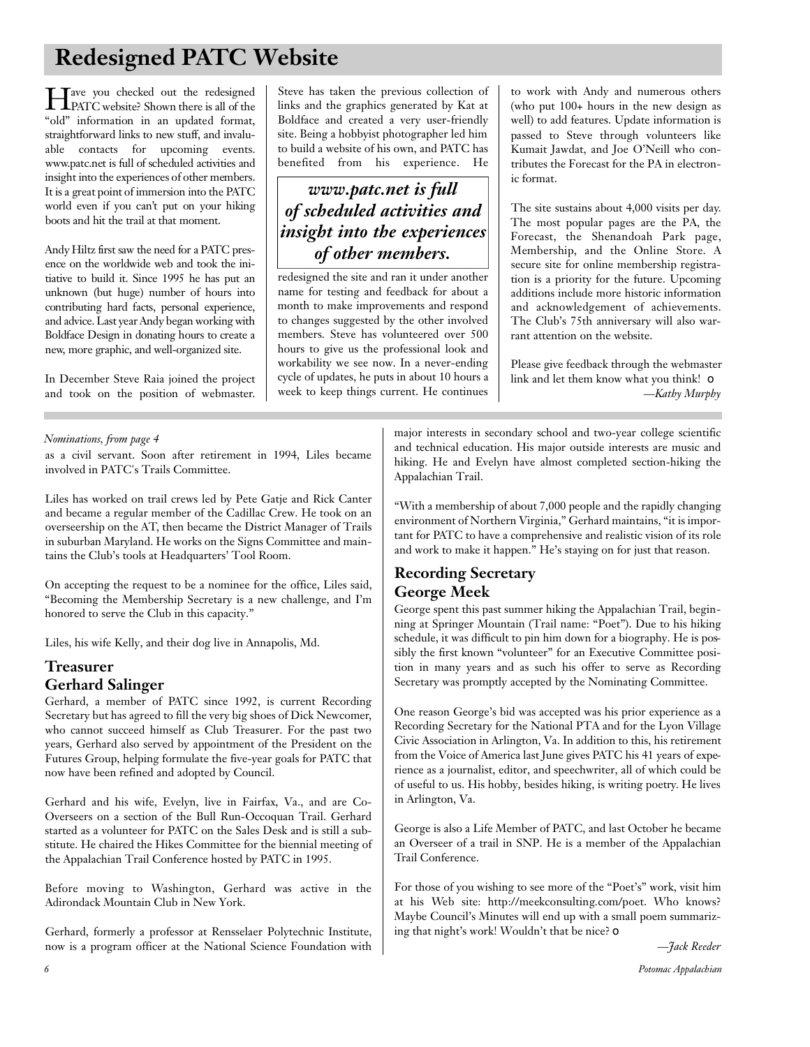# Redesigned PATC Website

Have you checked out the redesigned PATC website? Shown there is all of the "old" information in an updated format, straightforward links to new stuff, and invaluable contacts for upcoming events. www.patc.net is full of scheduled activities and insight into the experiences of other members. It is a great point of immersion into the PATC world even if you can't put on your hiking boots and hit the trail at that moment.

Andy Hiltz first saw the need for a PATC presence on the worldwide web and took the initiative to build it. Since 1995 he has put an unknown (but huge) number of hours into contributing hard facts, personal experience, and advice. Last year Andy began working with Boldface Design in donating hours to create a new, more graphic, and well-organized site.

In December Steve Raia joined the project and took on the position of webmaster. Steve has taken the previous collection of links and the graphics generated by Kat at Boldface and created a very user-friendly site. Being a hobbyist photographer led him to build a website of his own, and PATC has benefited from his experience. He redesigned the site and ran it under another name for testing and feedback for about a month to make improvements and respond to changes suggested by the other involved members. Steve has volunteered over 500 hours to give us the professional look and workability we see now. In a never-ending cycle of updates, he puts in about 10 hours a week to keep things current. He continues to work with Andy and numerous others (who put 100+ hours in the new design as well) to add features. Update information is passed to Steve through volunteers like Kumait Jawdat, and Joe O'Neill who contributes the Forecast for the PA in electronic format.

> ***www.patc.net is full of scheduled activities and insight into the experiences of other members.***

The site sustains about 4,000 visits per day. The most popular pages are the PA, the Forecast, the Shenandoah Park page, Membership, and the Online Store. A secure site for online membership registration is a priority for the future. Upcoming additions include more historic information and acknowledgement of achievements. The Club's 75th anniversary will also warrant attention on the website.

Please give feedback through the webmaster link and let them know what you think! ❍

*—Kathy Murphy*

---

*Nominations, from page 4*

as a civil servant. Soon after retirement in 1994, Liles became involved in PATC's Trails Committee.

Liles has worked on trail crews led by Pete Gatje and Rick Canter and became a regular member of the Cadillac Crew. He took on an overseership on the AT, then became the District Manager of Trails in suburban Maryland. He works on the Signs Committee and maintains the Club's tools at Headquarters' Tool Room.

On accepting the request to be a nominee for the office, Liles said, "Becoming the Membership Secretary is a new challenge, and I'm honored to serve the Club in this capacity."

Liles, his wife Kelly, and their dog live in Annapolis, Md.

## Treasurer
## Gerhard Salinger

Gerhard, a member of PATC since 1992, is current Recording Secretary but has agreed to fill the very big shoes of Dick Newcomer, who cannot succeed himself as Club Treasurer. For the past two years, Gerhard also served by appointment of the President on the Futures Group, helping formulate the five-year goals for PATC that now have been refined and adopted by Council.

Gerhard and his wife, Evelyn, live in Fairfax, Va., and are Co-Overseers on a section of the Bull Run-Occoquan Trail. Gerhard started as a volunteer for PATC on the Sales Desk and is still a substitute. He chaired the Hikes Committee for the biennial meeting of the Appalachian Trail Conference hosted by PATC in 1995.

Before moving to Washington, Gerhard was active in the Adirondack Mountain Club in New York.

Gerhard, formerly a professor at Rensselaer Polytechnic Institute, now is a program officer at the National Science Foundation with major interests in secondary school and two-year college scientific and technical education. His major outside interests are music and hiking. He and Evelyn have almost completed section-hiking the Appalachian Trail.

"With a membership of about 7,000 people and the rapidly changing environment of Northern Virginia," Gerhard maintains, "it is important for PATC to have a comprehensive and realistic vision of its role and work to make it happen." He's staying on for just that reason.

## Recording Secretary
## George Meek

George spent this past summer hiking the Appalachian Trail, beginning at Springer Mountain (Trail name: "Poet"). Due to his hiking schedule, it was difficult to pin him down for a biography. He is possibly the first known "volunteer" for an Executive Committee position in many years and as such his offer to serve as Recording Secretary was promptly accepted by the Nominating Committee.

One reason George's bid was accepted was his prior experience as a Recording Secretary for the National PTA and for the Lyon Village Civic Association in Arlington, Va. In addition to this, his retirement from the Voice of America last June gives PATC his 41 years of experience as a journalist, editor, and speechwriter, all of which could be of useful to us. His hobby, besides hiking, is writing poetry. He lives in Arlington, Va.

George is also a Life Member of PATC, and last October he became an Overseer of a trail in SNP. He is a member of the Appalachian Trail Conference.

For those of you wishing to see more of the "Poet's" work, visit him at his Web site: http://meekconsulting.com/poet. Who knows? Maybe Council's Minutes will end up with a small poem summarizing that night's work! Wouldn't that be nice? ❍

*—Jack Reeder*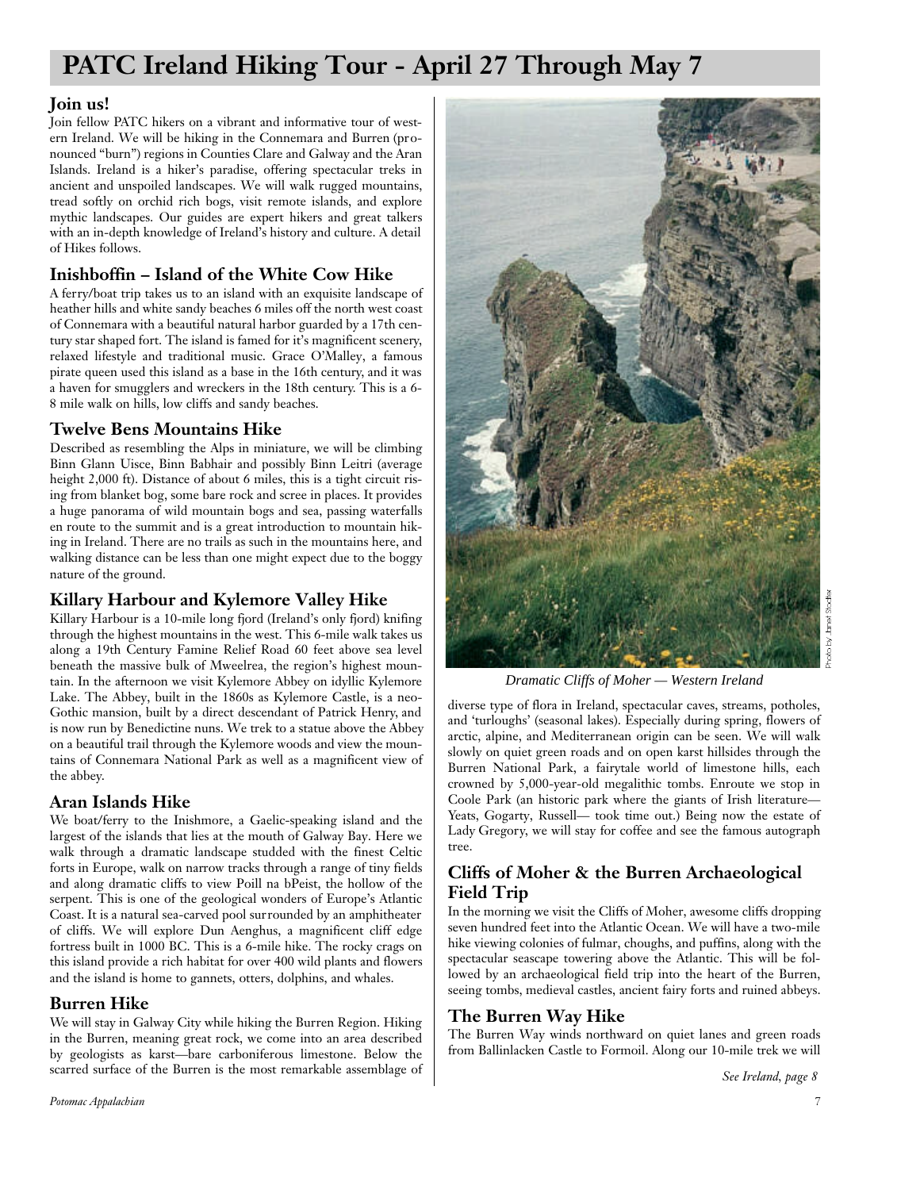# PATC Ireland Hiking Tour - April 27 Through May 7

## Join us!

Join fellow PATC hikers on a vibrant and informative tour of western Ireland. We will be hiking in the Connemara and Burren (pronounced "burn") regions in Counties Clare and Galway and the Aran Islands. Ireland is a hiker's paradise, offering spectacular treks in ancient and unspoiled landscapes. We will walk rugged mountains, tread softly on orchid rich bogs, visit remote islands, and explore mythic landscapes. Our guides are expert hikers and great talkers with an in-depth knowledge of Ireland's history and culture. A detail of Hikes follows.

## Inishboffin – Island of the White Cow Hike

A ferry/boat trip takes us to an island with an exquisite landscape of heather hills and white sandy beaches 6 miles off the north west coast of Connemara with a beautiful natural harbor guarded by a 17th century star shaped fort. The island is famed for it's magnificent scenery, relaxed lifestyle and traditional music. Grace O'Malley, a famous pirate queen used this island as a base in the 16th century, and it was a haven for smugglers and wreckers in the 18th century. This is a 6-8 mile walk on hills, low cliffs and sandy beaches.

## Twelve Bens Mountains Hike

Described as resembling the Alps in miniature, we will be climbing Binn Glann Uisce, Binn Babhair and possibly Binn Leitri (average height 2,000 ft). Distance of about 6 miles, this is a tight circuit rising from blanket bog, some bare rock and scree in places. It provides a huge panorama of wild mountain bogs and sea, passing waterfalls en route to the summit and is a great introduction to mountain hiking in Ireland. There are no trails as such in the mountains here, and walking distance can be less than one might expect due to the boggy nature of the ground.

## Killary Harbour and Kylemore Valley Hike

Killary Harbour is a 10-mile long fjord (Ireland's only fjord) knifing through the highest mountains in the west. This 6-mile walk takes us along a 19th Century Famine Relief Road 60 feet above sea level beneath the massive bulk of Mweelrea, the region's highest mountain. In the afternoon we visit Kylemore Abbey on idyllic Kylemore Lake. The Abbey, built in the 1860s as Kylemore Castle, is a neo-Gothic mansion, built by a direct descendant of Patrick Henry, and is now run by Benedictine nuns. We trek to a statue above the Abbey on a beautiful trail through the Kylemore woods and view the mountains of Connemara National Park as well as a magnificent view of the abbey.

## Aran Islands Hike

We boat/ferry to the Inishmore, a Gaelic-speaking island and the largest of the islands that lies at the mouth of Galway Bay. Here we walk through a dramatic landscape studded with the finest Celtic forts in Europe, walk on narrow tracks through a range of tiny fields and along dramatic cliffs to view Poill na bPeist, the hollow of the serpent. This is one of the geological wonders of Europe's Atlantic Coast. It is a natural sea-carved pool surrounded by an amphitheater of cliffs. We will explore Dun Aenghus, a magnificent cliff edge fortress built in 1000 BC. This is a 6-mile hike. The rocky crags on this island provide a rich habitat for over 400 wild plants and flowers and the island is home to gannets, otters, dolphins, and whales.

## Burren Hike

We will stay in Galway City while hiking the Burren Region. Hiking in the Burren, meaning great rock, we come into an area described by geologists as karst—bare carboniferous limestone. Below the scarred surface of the Burren is the most remarkable assemblage of diverse type of flora in Ireland, spectacular caves, streams, potholes, and 'turloughs' (seasonal lakes). Especially during spring, flowers of arctic, alpine, and Mediterranean origin can be seen. We will walk slowly on quiet green roads and on open karst hillsides through the Burren National Park, a fairytale world of limestone hills, each crowned by 5,000-year-old megalithic tombs. Enroute we stop in Coole Park (an historic park where the giants of Irish literature—Yeats, Gogarty, Russell— took time out.) Being now the estate of Lady Gregory, we will stay for coffee and see the famous autograph tree.

*Dramatic Cliffs of Moher — Western Ireland*

Photo by Janet Stoeffer

## Cliffs of Moher & the Burren Archaeological Field Trip

In the morning we visit the Cliffs of Moher, awesome cliffs dropping seven hundred feet into the Atlantic Ocean. We will have a two-mile hike viewing colonies of fulmar, choughs, and puffins, along with the spectacular seascape towering above the Atlantic. This will be followed by an archaeological field trip into the heart of the Burren, seeing tombs, medieval castles, ancient fairy forts and ruined abbeys.

## The Burren Way Hike

The Burren Way winds northward on quiet lanes and green roads from Ballinlacken Castle to Formoil. Along our 10-mile trek we will

*See Ireland, page 8*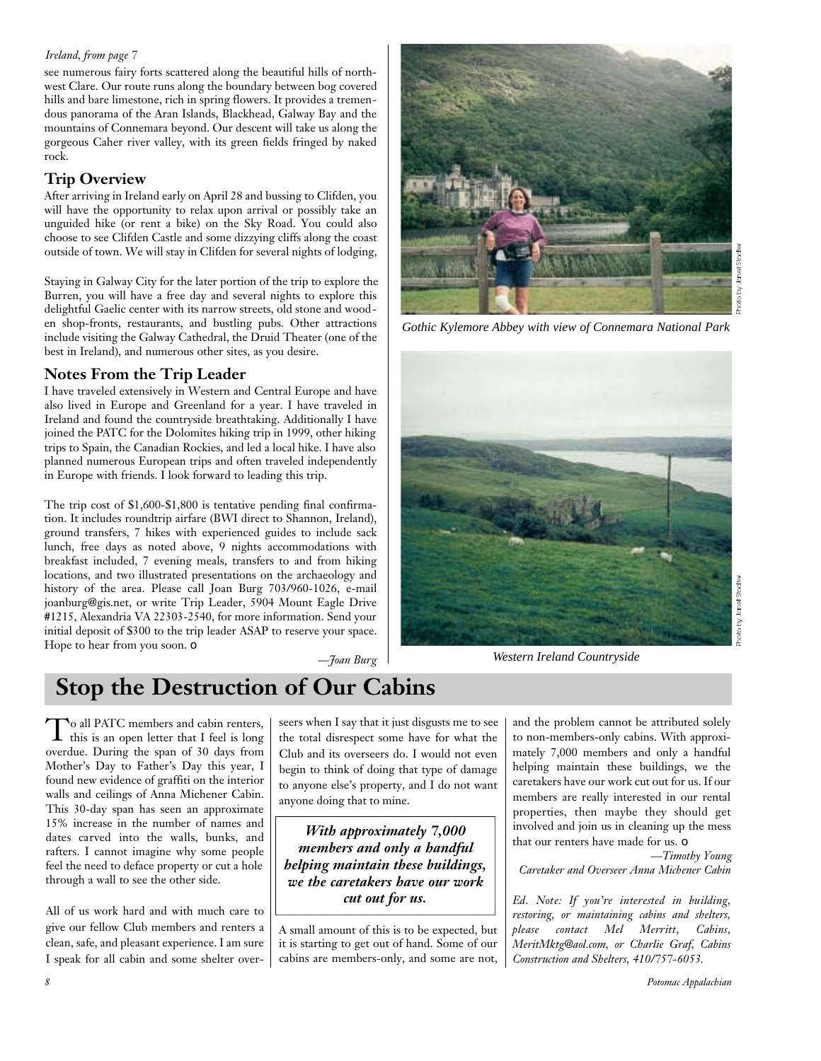*Ireland, from page 7*

see numerous fairy forts scattered along the beautiful hills of northwest Clare. Our route runs along the boundary between bog covered hills and bare limestone, rich in spring flowers. It provides a tremendous panorama of the Aran Islands, Blackhead, Galway Bay and the mountains of Connemara beyond. Our descent will take us along the gorgeous Caher river valley, with its green fields fringed by naked rock.

### Trip Overview

After arriving in Ireland early on April 28 and bussing to Clifden, you will have the opportunity to relax upon arrival or possibly take an unguided hike (or rent a bike) on the Sky Road. You could also choose to see Clifden Castle and some dizzying cliffs along the coast outside of town. We will stay in Clifden for several nights of lodging,

Staying in Galway City for the later portion of the trip to explore the Burren, you will have a free day and several nights to explore this delightful Gaelic center with its narrow streets, old stone and wooden shop-fronts, restaurants, and bustling pubs. Other attractions include visiting the Galway Cathedral, the Druid Theater (one of the best in Ireland), and numerous other sites, as you desire.

### Notes From the Trip Leader

I have traveled extensively in Western and Central Europe and have also lived in Europe and Greenland for a year. I have traveled in Ireland and found the countryside breathtaking. Additionally I have joined the PATC for the Dolomites hiking trip in 1999, other hiking trips to Spain, the Canadian Rockies, and led a local hike. I have also planned numerous European trips and often traveled independently in Europe with friends. I look forward to leading this trip.

The trip cost of $1,600-$1,800 is tentative pending final confirmation. It includes roundtrip airfare (BWI direct to Shannon, Ireland), ground transfers, 7 hikes with experienced guides to include sack lunch, free days as noted above, 9 nights accommodations with breakfast included, 7 evening meals, transfers to and from hiking locations, and two illustrated presentations on the archaeology and history of the area. Please call Joan Burg 703/960-1026, e-mail joanburg@gis.net, or write Trip Leader, 5904 Mount Eagle Drive #1215, Alexandria VA 22303-2540, for more information. Send your initial deposit of $300 to the trip leader ASAP to reserve your space. Hope to hear from you soon.

*—Joan Burg*

*Gothic Kylemore Abbey with view of Connemara National Park*

Photo by Janet Stodter

*Western Ireland Countryside*

Photo by Janet Stodter

## Stop the Destruction of Our Cabins

To all PATC members and cabin renters, this is an open letter that I feel is long overdue. During the span of 30 days from Mother's Day to Father's Day this year, I found new evidence of graffiti on the interior walls and ceilings of Anna Michener Cabin. This 30-day span has seen an approximate 15% increase in the number of names and dates carved into the walls, bunks, and rafters. I cannot imagine why some people feel the need to deface property or cut a hole through a wall to see the other side.

All of us work hard and with much care to give our fellow Club members and renters a clean, safe, and pleasant experience. I am sure I speak for all cabin and some shelter overseers when I say that it just disgusts me to see the total disrespect some have for what the Club and its overseers do. I would not even begin to think of doing that type of damage to anyone else's property, and I do not want anyone doing that to mine.

> ***With approximately 7,000 members and only a handful helping maintain these buildings, we the caretakers have our work cut out for us.***

A small amount of this is to be expected, but it is starting to get out of hand. Some of our cabins are members-only, and some are not, and the problem cannot be attributed solely to non-members-only cabins. With approximately 7,000 members and only a handful helping maintain these buildings, we the caretakers have our work cut out for us. If our members are really interested in our rental properties, then maybe they should get involved and join us in cleaning up the mess that our renters have made for us.

*—Timothy Young*
*Caretaker and Overseer Anna Michener Cabin*

*Ed. Note: If you're interested in building, restoring, or maintaining cabins and shelters, please contact Mel Merritt, Cabins, MeritMktg@aol.com, or Charlie Graf, Cabins Construction and Shelters, 410/757-6053.*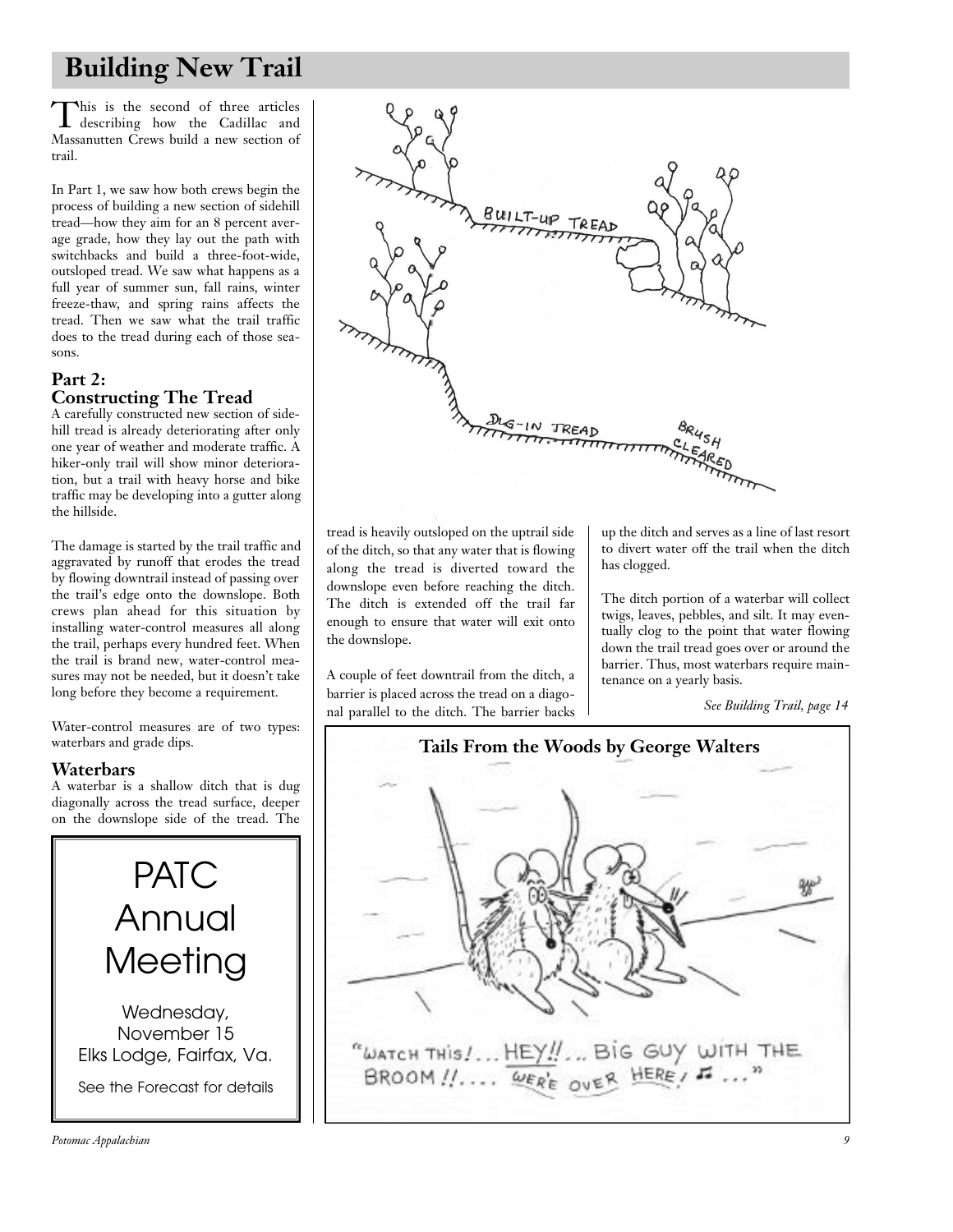# Building New Trail

This is the second of three articles describing how the Cadillac and Massanutten Crews build a new section of trail.

In Part 1, we saw how both crews begin the process of building a new section of sidehill tread—how they aim for an 8 percent average grade, how they lay out the path with switchbacks and build a three-foot-wide, outsloped tread. We saw what happens as a full year of summer sun, fall rains, winter freeze-thaw, and spring rains affects the tread. Then we saw what the trail traffic does to the tread during each of those seasons.

## Part 2: Constructing The Tread

A carefully constructed new section of sidehill tread is already deteriorating after only one year of weather and moderate traffic. A hiker-only trail will show minor deterioration, but a trail with heavy horse and bike traffic may be developing into a gutter along the hillside.

The damage is started by the trail traffic and aggravated by runoff that erodes the tread by flowing downtrail instead of passing over the trail's edge onto the downslope. Both crews plan ahead for this situation by installing water-control measures all along the trail, perhaps every hundred feet. When the trail is brand new, water-control measures may not be needed, but it doesn't take long before they become a requirement.

Water-control measures are of two types: waterbars and grade dips.

### Waterbars

A waterbar is a shallow ditch that is dug diagonally across the tread surface, deeper on the downslope side of the tread. The tread is heavily outsloped on the uptrail side of the ditch, so that any water that is flowing along the tread is diverted toward the downslope even before reaching the ditch. The ditch is extended off the trail far enough to ensure that water will exit onto the downslope.

A couple of feet downtrail from the ditch, a barrier is placed across the tread on a diagonal parallel to the ditch. The barrier backs up the ditch and serves as a line of last resort to divert water off the trail when the ditch has clogged.

The ditch portion of a waterbar will collect twigs, leaves, pebbles, and silt. It may eventually clog to the point that water flowing down the trail tread goes over or around the barrier. Thus, most waterbars require maintenance on a yearly basis.

*See Building Trail, page 14*

---

PATC Annual Meeting

Wednesday, November 15
Elks Lodge, Fairfax, Va.

See the Forecast for details

---

**Tails From the Woods by George Walters**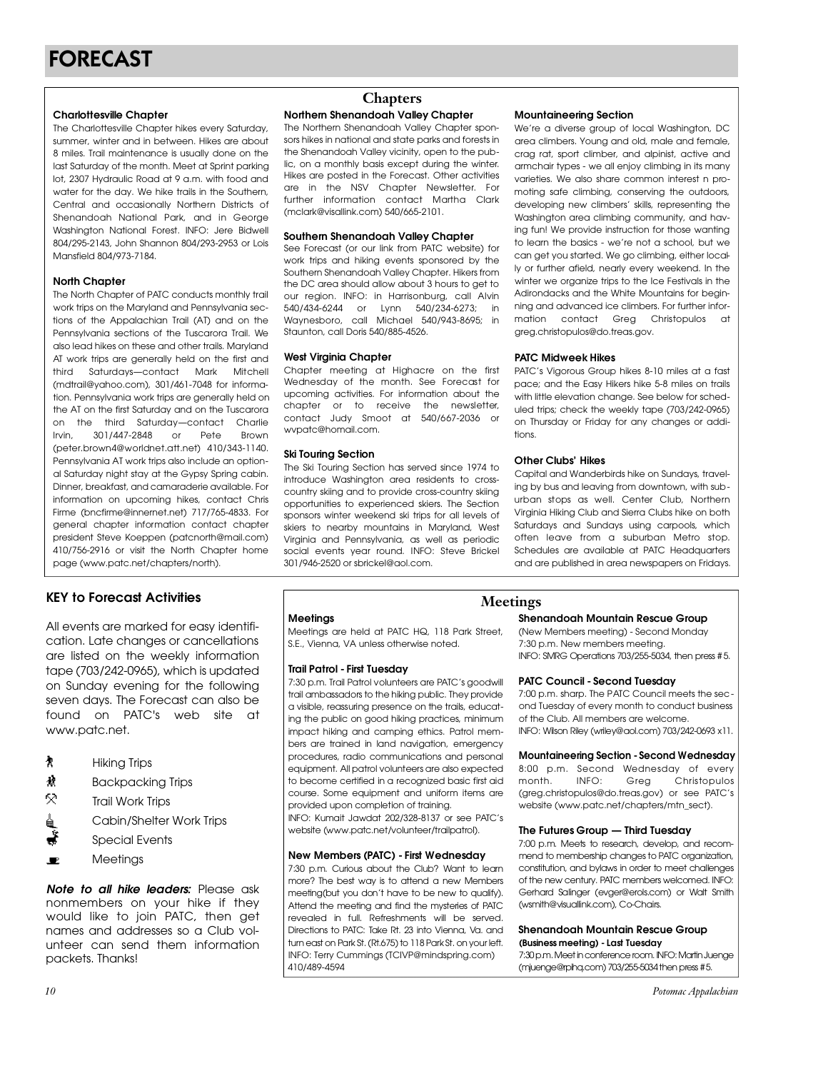# FORECAST

## Chapters

### Charlottesville Chapter

The Charlottesville Chapter hikes every Saturday, summer, winter and in between. Hikes are about 8 miles. Trail maintenance is usually done on the last Saturday of the month. Meet at Sprint parking lot, 2307 Hydraulic Road at 9 a.m. with food and water for the day. We hike trails in the Southern, Central and occasionally Northern Districts of Shenandoah National Park, and in George Washington National Forest. INFO: Jere Bidwell 804/295-2143, John Shannon 804/293-2953 or Lois Mansfield 804/973-7184.

### North Chapter

The North Chapter of PATC conducts monthly trail work trips on the Maryland and Pennsylvania sections of the Appalachian Trail (AT) and on the Pennsylvania sections of the Tuscarora Trail. We also lead hikes on these and other trails. Maryland AT work trips are generally held on the first and third Saturdays—contact Mark Mitchell (mdtrail@yahoo.com), 301/461-7048 for information. Pennsylvania work trips are generally held on the AT on the first Saturday and on the Tuscarora on the third Saturday—contact Charlie Irvin, 301/447-2848 or Pete Brown (peter.brown4@worldnet.att.net) 410/343-1140. Pennsylvania AT work trips also include an optional Saturday night stay at the Gypsy Spring cabin. Dinner, breakfast, and camaraderie available. For information on upcoming hikes, contact Chris Firme (bncfirme@innernet.net) 717/765-4833. For general chapter information contact chapter president Steve Koeppen (patcnorth@mail.com) 410/756-2916 or visit the North Chapter home page (www.patc.net/chapters/north).

### Northern Shenandoah Valley Chapter

The Northern Shenandoah Valley Chapter sponsors hikes in national and state parks and forests in the Shenandoah Valley vicinity, open to the public, on a monthly basis except during the winter. Hikes are posted in the Forecast. Other activities are in the NSV Chapter Newsletter. For further information contact Martha Clark (mclark@visallink.com) 540/665-2101.

### Southern Shenandoah Valley Chapter

See Forecast (or our link from PATC website) for work trips and hiking events sponsored by the Southern Shenandoah Valley Chapter. Hikers from the DC area should allow about 3 hours to get to our region. INFO: in Harrisonburg, call Alvin 540/434-6244 or Lynn 540/234-6273; in Waynesboro, call Michael 540/943-8695; in Staunton, call Doris 540/885-4526.

### West Virginia Chapter

Chapter meeting at Highacre on the first Wednesday of the month. See Forecast for upcoming activities. For information about the chapter or to receive the newsletter, contact Judy Smoot at 540/667-2036 or wvpatc@hotmail.com.

### Ski Touring Section

The Ski Touring Section has served since 1974 to introduce Washington area residents to cross-country skiing and to provide cross-country skiing opportunities to experienced skiers. The Section sponsors winter weekend ski trips for all levels of skiers to nearby mountains in Maryland, West Virginia and Pennsylvania, as well as periodic social events year round. INFO: Steve Brickel 301/946-2520 or sbrickel@aol.com.

### Mountaineering Section

We're a diverse group of local Washington, DC area climbers. Young and old, male and female, crag rat, sport climber, and alpinist, active and armchair types - we all enjoy climbing in its many varieties. We also share common interest n promoting safe climbing, conserving the outdoors, developing new climbers' skills, representing the Washington area climbing community, and having fun! We provide instruction for those wanting to learn the basics - we're not a school, but we can get you started. We go climbing, either locally or further afield, nearly every weekend. In the winter we organize trips to the Ice Festivals in the Adirondacks and the White Mountains for beginning and advanced ice climbers. For further information contact Greg Christopulos at greg.christopulos@do.treas.gov.

### PATC Midweek Hikes

PATC's Vigorous Group hikes 8-10 miles at a fast pace; and the Easy Hikers hike 5-8 miles on trails with little elevation change. See below for scheduled trips; check the weekly tape (703/242-0965) on Thursday or Friday for any changes or additions.

### Other Clubs' Hikes

Capital and Wanderbirds hike on Sundays, traveling by bus and leaving from downtown, with suburban stops as well. Center Club, Northern Virginia Hiking Club and Sierra Clubs hike on both Saturdays and Sundays using carpools, which often leave from a suburban Metro stop. Schedules are available at PATC Headquarters and are published in area newspapers on Fridays.

## KEY to Forecast Activities

All events are marked for easy identification. Late changes or cancellations are listed on the weekly information tape (703/242-0965), which is updated on Sunday evening for the following seven days. The Forecast can also be found on PATC's web site at www.patc.net.

- Hiking Trips
- Backpacking Trips
- Trail Work Trips
- Cabin/Shelter Work Trips
- Special Events
- Meetings

***Note to all hike leaders:*** Please ask nonmembers on your hike if they would like to join PATC, then get names and addresses so a Club volunteer can send them information packets. Thanks!

## Meetings

### Meetings

Meetings are held at PATC HQ, 118 Park Street, S.E., Vienna, VA unless otherwise noted.

### Trail Patrol - First Tuesday

7:30 p.m. Trail Patrol volunteers are PATC's goodwill trail ambassadors to the hiking public. They provide a visible, reassuring presence on the trails, educating the public on good hiking practices, minimum impact hiking and camping ethics. Patrol members are trained in land navigation, emergency procedures, radio communications and personal equipment. All patrol volunteers are also expected to become certified in a recognized basic first aid course. Some equipment and uniform items are provided upon completion of training.
INFO: Kumait Jawdat 202/328-8137 or see PATC's website (www.patc.net/volunteer/trailpatrol).

### New Members (PATC) - First Wednesday

7:30 p.m. Curious about the Club? Want to learn more? The best way is to attend a new Members meeting(but you don't have to be new to qualify). Attend the meeting and find the mysteries of PATC revealed in full. Refreshments will be served. Directions to PATC: Take Rt. 23 into Vienna, Va. and turn east on Park St. (Rt.675) to 118 Park St. on your left. INFO: Terry Cummings (TCIVP@mindspring.com) 410/489-4594

### Shenandoah Mountain Rescue Group

(New Members meeting) - Second Monday
7:30 p.m. New members meeting.
INFO: SMRG Operations 703/255-5034, then press # 5.

### PATC Council - Second Tuesday

7:00 p.m. sharp. The PATC Council meets the second Tuesday of every month to conduct business of the Club. All members are welcome.
INFO: Wilson Riley (wriley@aol.com) 703/242-0693 x11.

### Mountaineering Section - Second Wednesday

8:00 p.m. Second Wednesday of every month. INFO: Greg Christopulos (greg.christopulos@do.treas.gov) or see PATC's website (www.patc.net/chapters/mtn_sect).

### The Futures Group — Third Tuesday

7:00 p.m. Meets to research, develop, and recommend to membership changes to PATC organization, constitution, and bylaws in order to meet challenges of the new century. PATC members welcomed. INFO: Gerhard Salinger (evger@erols.com) or Walt Smith (wsmith@visuallink.com), Co-Chairs.

### Shenandoah Mountain Rescue Group

**(Business meeting) - Last Tuesday**

7:30 p.m. Meet in conference room. INFO: Martin Juenge (mjuenge@rpihq.com) 703/255-5034 then press # 5.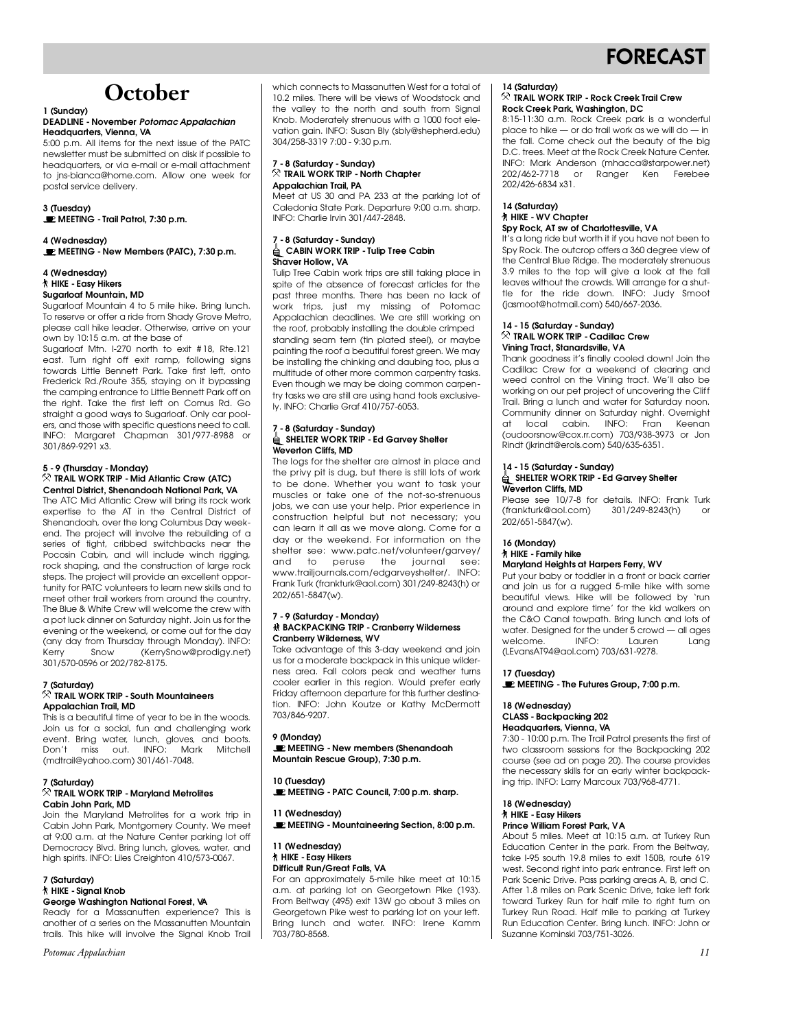# FORECAST

## October

**1 (Sunday)**
**DEADLINE - November *Potomac Appalachian***
**Headquarters, Vienna, VA**

5:00 p.m. All items for the next issue of the PATC newsletter must be submitted on disk if possible to headquarters, or via e-mail or e-mail attachment to jns-bianca@home.com. Allow one week for postal service delivery.

**3 (Tuesday)**
**MEETING - Trail Patrol, 7:30 p.m.**

**4 (Wednesday)**
**MEETING - New Members (PATC), 7:30 p.m.**

**4 (Wednesday)**
**HIKE - Easy Hikers**
**Sugarloaf Mountain, MD**

Sugarloaf Mountain 4 to 5 mile hike. Bring lunch. To reserve or offer a ride from Shady Grove Metro, please call hike leader. Otherwise, arrive on your own by 10:15 a.m. at the base of Sugarloaf Mtn. I-270 north to exit #18, Rte.121 east. Turn right off exit ramp, following signs towards Little Bennett Park. Take first left, onto Frederick Rd./Route 355, staying on it bypassing the camping entrance to Little Bennett Park off on the right. Take the first left on Comus Rd. Go straight a good ways to Sugarloaf. Only car poolers, and those with specific questions need to call. INFO: Margaret Chapman 301/977-8988 or 301/869-9291 x3.

**5 - 9 (Thursday - Monday)**
**TRAIL WORK TRIP - Mid Atlantic Crew (ATC)**
**Central District, Shenandoah National Park, VA**

The ATC Mid Atlantic Crew will bring its rock work expertise to the AT in the Central District of Shenandoah, over the long Columbus Day weekend. The project will involve the rebuilding of a series of tight, cribbed switchbacks near the Pocosin Cabin, and will include winch rigging, rock shaping, and the construction of large rock steps. The project will provide an excellent opportunity for PATC volunteers to learn new skills and to meet other trail workers from around the country. The Blue & White Crew will welcome the crew with a pot luck dinner on Saturday night. Join us for the evening or the weekend, or come out for the day (any day from Thursday through Monday). INFO: Kerry Snow (KerrySnow@prodigy.net) 301/570-0596 or 202/782-8175.

**7 (Saturday)**
**TRAIL WORK TRIP - South Mountaineers**
**Appalachian Trail, MD**

This is a beautiful time of year to be in the woods. Join us for a social, fun and challenging work event. Bring water, lunch, gloves, and boots. Don't miss out. INFO: Mark Mitchell (mdtrail@yahoo.com) 301/461-7048.

**7 (Saturday)**
**TRAIL WORK TRIP - Maryland Metrolites**
**Cabin John Park, MD**

Join the Maryland Metrolites for a work trip in Cabin John Park, Montgomery County. We meet at 9:00 a.m. at the Nature Center parking lot off Democracy Blvd. Bring lunch, gloves, water, and high spirits. INFO: Liles Creighton 410/573-0067.

**7 (Saturday)**
**HIKE - Signal Knob**
**George Washington National Forest, VA**

Ready for a Massanutten experience? This is another of a series on the Massanutten Mountain trails. This hike will involve the Signal Knob Trail which connects to Massanutten West for a total of 10.2 miles. There will be views of Woodstock and the valley to the north and south from Signal Knob. Moderately strenuous with a 1000 foot elevation gain. INFO: Susan Bly (sbly@shepherd.edu) 304/258-3319 7:00 - 9:30 p.m.

**7 - 8 (Saturday - Sunday)**
**TRAIL WORK TRIP - North Chapter**
**Appalachian Trail, PA**

Meet at US 30 and PA 233 at the parking lot of Caledonia State Park. Departure 9:00 a.m. sharp. INFO: Charlie Irvin 301/447-2848.

**7 - 8 (Saturday - Sunday)**
**CABIN WORK TRIP - Tulip Tree Cabin**
**Shaver Hollow, VA**

Tulip Tree Cabin work trips are still taking place in spite of the absence of forecast articles for the past three months. There has been no lack of work trips, just my missing of Potomac Appalachian deadlines. We are still working on the roof, probably installing the double crimped standing seam tern (tin plated steel), or maybe painting the roof a beautiful forest green. We may be installing the chinking and daubing too, plus a multitude of other more common carpentry tasks. Even though we may be doing common carpentry tasks we are still are using hand tools exclusively. INFO: Charlie Graf 410/757-6053.

**7 - 8 (Saturday - Sunday)**
**SHELTER WORK TRIP - Ed Garvey Shelter**
**Weverton Cliffs, MD**

The logs for the shelter are almost in place and the privy pit is dug, but there is still lots of work to be done. Whether you want to task your muscles or take one of the not-so-strenuous jobs, we can use your help. Prior experience in construction helpful but not necessary; you can learn it all as we move along. Come for a day or the weekend. For information on the shelter see: www.patc.net/volunteer/garvey/ and to peruse the journal see: www.trailjournals.com/edgarveyshelter/. INFO: Frank Turk (frankturk@aol.com) 301/249-8243(h) or 202/651-5847(w).

**7 - 9 (Saturday - Monday)**
**BACKPACKING TRIP - Cranberry Wilderness**
**Cranberry Wilderness, WV**

Take advantage of this 3-day weekend and join us for a moderate backpack in this unique wilderness area. Fall colors peak and weather turns cooler earlier in this region. Would prefer early Friday afternoon departure for this further destination. INFO: John Koutze or Kathy McDermott 703/846-9207.

**9 (Monday)**
**MEETING - New members (Shenandoah Mountain Rescue Group), 7:30 p.m.**

**10 (Tuesday)**
**MEETING - PATC Council, 7:00 p.m. sharp.**

**11 (Wednesday)**
**MEETING - Mountaineering Section, 8:00 p.m.**

**11 (Wednesday)**
**HIKE - Easy Hikers**
**Difficult Run/Great Falls, VA**

For an approximately 5-mile hike meet at 10:15 a.m. at parking lot on Georgetown Pike (193). From Beltway (495) exit 13W go about 3 miles on Georgetown Pike west to parking lot on your left. Bring lunch and water. INFO: Irene Kamm 703/780-8568.

**14 (Saturday)**
**TRAIL WORK TRIP - Rock Creek Trail Crew**
**Rock Creek Park, Washington, DC**

8:15-11:30 a.m. Rock Creek park is a wonderful place to hike — or do trail work as we will do — in the fall. Come check out the beauty of the big D.C. trees. Meet at the Rock Creek Nature Center. INFO: Mark Anderson (mhacca@starpower.net) 202/462-7718 or Ranger Ken Ferebee 202/426-6834 x31.

**14 (Saturday)**
**HIKE - WV Chapter**
**Spy Rock, AT sw of Charlottesville, VA**

It's a long ride but worth it if you have not been to Spy Rock. The outcrop offers a 360 degree view of the Central Blue Ridge. The moderately strenuous 3.9 miles to the top will give a look at the fall leaves without the crowds. Will arrange for a shuttle for the ride down. INFO: Judy Smoot (jasmoot@hotmail.com) 540/667-2036.

**14 - 15 (Saturday - Sunday)**
**TRAIL WORK TRIP - Cadillac Crew**
**Vining Tract, Stanardsville, VA**

Thank goodness it's finally cooled down! Join the Cadillac Crew for a weekend of clearing and weed control on the Vining tract. We'll also be working on our pet project of uncovering the Cliff Trail. Bring a lunch and water for Saturday noon. Community dinner on Saturday night. Overnight at local cabin. INFO: Fran Keenan (oudoorsnow@cox.rr.com) 703/938-3973 or Jon Rindt (jkrindt@erols.com) 540/635-6351.

**14 - 15 (Saturday - Sunday)**
**SHELTER WORK TRIP - Ed Garvey Shelter**
**Weverton Cliffs, MD**

Please see 10/7-8 for details. INFO: Frank Turk (frankturk@aol.com) 301/249-8243(h) or 202/651-5847(w).

**16 (Monday)**
**HIKE - Family hike**
**Maryland Heights at Harpers Ferry, WV**

Put your baby or toddler in a front or back carrier and join us for a rugged 5-mile hike with some beautiful views. Hike will be followed by 'run around and explore time' for the kid walkers on the C&O Canal towpath. Bring lunch and lots of water. Designed for the under 5 crowd — all ages welcome. INFO: Lauren Lang (LEvansAT94@aol.com) 703/631-9278.

**17 (Tuesday)**
**MEETING - The Futures Group, 7:00 p.m.**

**18 (Wednesday)**
**CLASS - Backpacking 202**
**Headquarters, Vienna, VA**

7:30 - 10:00 p.m. The Trail Patrol presents the first of two classroom sessions for the Backpacking 202 course (see ad on page 20). The course provides the necessary skills for an early winter backpacking trip. INFO: Larry Marcoux 703/968-4771.

**18 (Wednesday)**
**HIKE - Easy Hikers**
**Prince William Forest Park, VA**

About 5 miles. Meet at 10:15 a.m. at Turkey Run Education Center in the park. From the Beltway, take I-95 south 19.8 miles to exit 150B, route 619 west. Second right into park entrance. First left on Park Scenic Drive. Pass parking areas A, B, and C. After 1.8 miles on Park Scenic Drive, take left fork toward Turkey Run for half mile to right turn on Turkey Run Road. Half mile to parking at Turkey Run Education Center. Bring lunch. INFO: John or Suzanne Kominski 703/751-3026.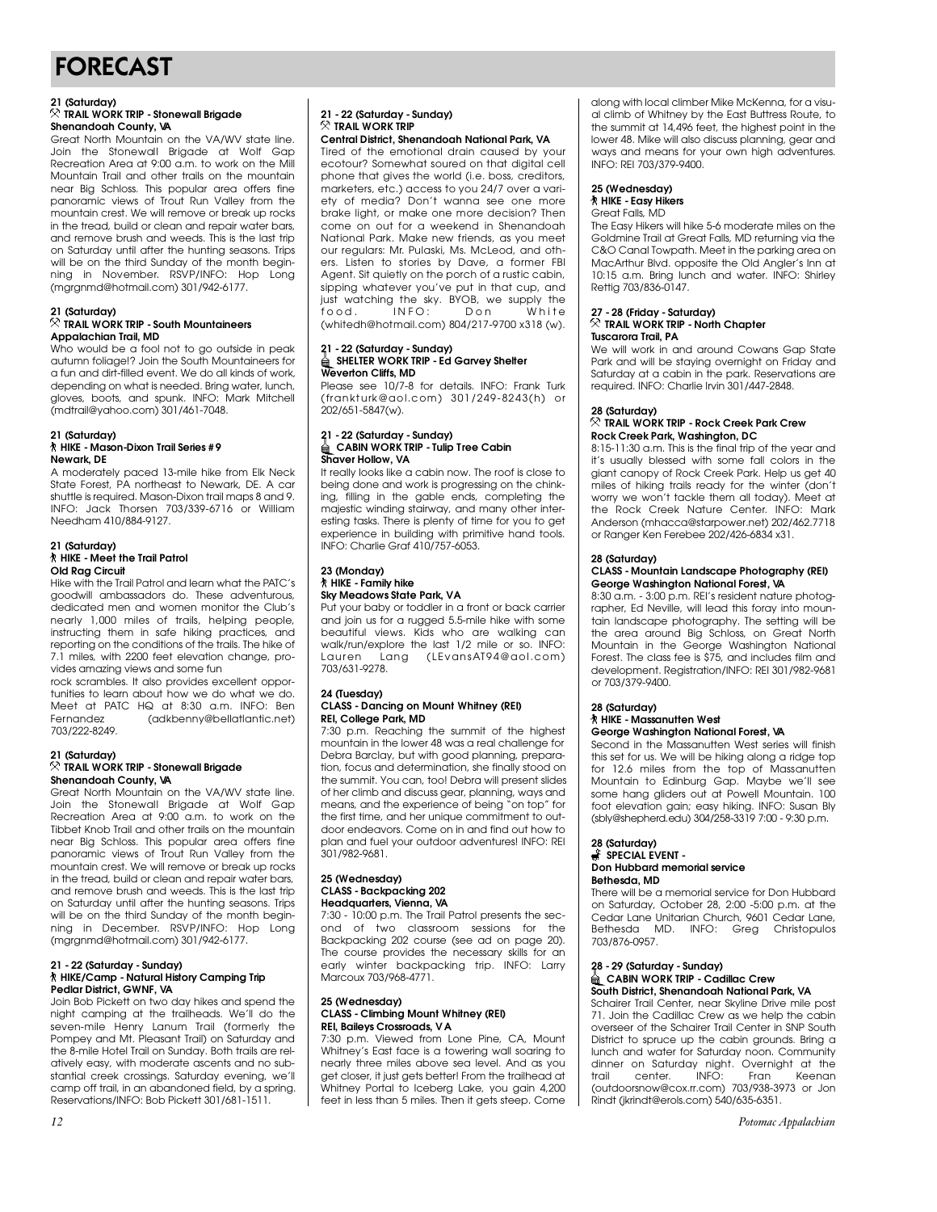# FORECAST

**21 (Saturday)**
**TRAIL WORK TRIP - Stonewall Brigade**
**Shenandoah County, VA**

Great North Mountain on the VA/WV state line. Join the Stonewall Brigade at Wolf Gap Recreation Area at 9:00 a.m. to work on the Mill Mountain Trail and other trails on the mountain near Big Schloss. This popular area offers fine panoramic views of Trout Run Valley from the mountain crest. We will remove or break up rocks in the tread, build or clean and repair water bars, and remove brush and weeds. This is the last trip on Saturday until after the hunting seasons. Trips will be on the third Sunday of the month beginning in November. RSVP/INFO: Hop Long (mgrgnmd@hotmail.com) 301/942-6177.

**21 (Saturday)**
**TRAIL WORK TRIP - South Mountaineers**
**Appalachian Trail, MD**

Who would be a fool not to go outside in peak autumn foliage!? Join the South Mountaineers for a fun and dirt-filled event. We do all kinds of work, depending on what is needed. Bring water, lunch, gloves, boots, and spunk. INFO: Mark Mitchell (mdtrail@yahoo.com) 301/461-7048.

**21 (Saturday)**
**HIKE - Mason-Dixon Trail Series # 9**
**Newark, DE**

A moderately paced 13-mile hike from Elk Neck State Forest, PA northeast to Newark, DE. A car shuttle is required. Mason-Dixon trail maps 8 and 9. INFO: Jack Thorsen 703/339-6716 or William Needham 410/884-9127.

**21 (Saturday)**
**HIKE - Meet the Trail Patrol**
**Old Rag Circuit**

Hike with the Trail Patrol and learn what the PATC's goodwill ambassadors do. These adventurous, dedicated men and women monitor the Club's nearly 1,000 miles of trails, helping people, instructing them in safe hiking practices, and reporting on the conditions of the trails. The hike of 7.1 miles, with 2200 feet elevation change, provides amazing views and some fun rock scrambles. It also provides excellent opportunities to learn about how we do what we do. Meet at PATC HQ at 8:30 a.m. INFO: Ben Fernandez (adkbenny@bellatlantic.net) 703/222-8249.

**21 (Saturday)**
**TRAIL WORK TRIP - Stonewall Brigade**
**Shenandoah County, VA**

Great North Mountain on the VA/WV state line. Join the Stonewall Brigade at Wolf Gap Recreation Area at 9:00 a.m. to work on the Tibbet Knob Trail and other trails on the mountain near Big Schloss. This popular area offers fine panoramic views of Trout Run Valley from the mountain crest. We will remove or break up rocks in the tread, build or clean and repair water bars, and remove brush and weeds. This is the last trip on Saturday until after the hunting seasons. Trips will be on the third Sunday of the month beginning in December. RSVP/INFO: Hop Long (mgrgnmd@hotmail.com) 301/942-6177.

**21 - 22 (Saturday - Sunday)**
**HIKE/Camp - Natural History Camping Trip**
**Pedlar District, GWNF, VA**

Join Bob Pickett on two day hikes and spend the night camping at the trailheads. We'll do the seven-mile Henry Lanum Trail (formerly the Pompey and Mt. Pleasant Trail) on Saturday and the 8-mile Hotel Trail on Sunday. Both trails are relatively easy, with moderate ascents and no substantial creek crossings. Saturday evening, we'll camp off trail, in an abandoned field, by a spring. Reservations/INFO: Bob Pickett 301/681-1511.

**21 - 22 (Saturday - Sunday)**
**TRAIL WORK TRIP**
**Central District, Shenandoah National Park, VA**

Tired of the emotional drain caused by your ecotour? Somewhat soured on that digital cell phone that gives the world (i.e. boss, creditors, marketers, etc.) access to you 24/7 over a variety of media? Don't wanna see one more brake light, or make one more decision? Then come on out for a weekend in Shenandoah National Park. Make new friends, as you meet our regulars: Mr. Pulaski, Ms. McLeod, and others. Listen to stories by Dave, a former FBI Agent. Sit quietly on the porch of a rustic cabin, sipping whatever you've put in that cup, and just watching the sky. BYOB, we supply the food. INFO: Don White (whitedh@hotmail.com) 804/217-9700 x318 (w).

**21 - 22 (Saturday - Sunday)**
**SHELTER WORK TRIP - Ed Garvey Shelter**
**Weverton Cliffs, MD**

Please see 10/7-8 for details. INFO: Frank Turk (frankturk@aol.com) 301/249-8243(h) or 202/651-5847(w).

**21 - 22 (Saturday - Sunday)**
**CABIN WORK TRIP - Tulip Tree Cabin**
**Shaver Hollow, VA**

It really looks like a cabin now. The roof is close to being done and work is progressing on the chinking, filling in the gable ends, completing the majestic winding stairway, and many other interesting tasks. There is plenty of time for you to get experience in building with primitive hand tools. INFO: Charlie Graf 410/757-6053.

**23 (Monday)**
**HIKE - Family hike**
**Sky Meadows State Park, VA**

Put your baby or toddler in a front or back carrier and join us for a rugged 5.5-mile hike with some beautiful views. Kids who are walking can walk/run/explore the last 1/2 mile or so. INFO: Lauren Lang (LEvansAT94@aol.com) 703/631-9278.

**24 (Tuesday)**
**CLASS - Dancing on Mount Whitney (REI)**
**REI, College Park, MD**

7:30 p.m. Reaching the summit of the highest mountain in the lower 48 was a real challenge for Debra Barclay, but with good planning, preparation, focus and determination, she finally stood on the summit. You can, too! Debra will present slides of her climb and discuss gear, planning, ways and means, and the experience of being "on top" for the first time, and her unique commitment to outdoor endeavors. Come on in and find out how to plan and fuel your outdoor adventures! INFO: REI 301/982-9681.

**25 (Wednesday)**
**CLASS - Backpacking 202**
**Headquarters, Vienna, VA**

7:30 - 10:00 p.m. The Trail Patrol presents the second of two classroom sessions for the Backpacking 202 course (see ad on page 20). The course provides the necessary skills for an early winter backpacking trip. INFO: Larry Marcoux 703/968-4771.

**25 (Wednesday)**
**CLASS - Climbing Mount Whitney (REI)**
**REI, Baileys Crossroads, VA**

7:30 p.m. Viewed from Lone Pine, CA, Mount Whitney's East face is a towering wall soaring to nearly three miles above sea level. And as you get closer, it just gets better! From the trailhead at Whitney Portal to Iceberg Lake, you gain 4,200 feet in less than 5 miles. Then it gets steep. Come along with local climber Mike McKenna, for a visual climb of Whitney by the East Buttress Route, to the summit at 14,496 feet, the highest point in the lower 48. Mike will also discuss planning, gear and ways and means for your own high adventures. INFO: REI 703/379-9400.

**25 (Wednesday)**
**HIKE - Easy Hikers**
Great Falls, MD

The Easy Hikers will hike 5-6 moderate miles on the Goldmine Trail at Great Falls, MD returning via the C&O Canal Towpath. Meet in the parking area on MacArthur Blvd. opposite the Old Angler's Inn at 10:15 a.m. Bring lunch and water. INFO: Shirley Rettig 703/836-0147.

**27 - 28 (Friday - Saturday)**
**TRAIL WORK TRIP - North Chapter**
**Tuscarora Trail, PA**

We will work in and around Cowans Gap State Park and will be staying overnight on Friday and Saturday at a cabin in the park. Reservations are required. INFO: Charlie Irvin 301/447-2848.

**28 (Saturday)**
**TRAIL WORK TRIP - Rock Creek Park Crew**
**Rock Creek Park, Washington, DC**

8:15-11:30 a.m. This is the final trip of the year and it's usually blessed with some fall colors in the giant canopy of Rock Creek Park. Help us get 40 miles of hiking trails ready for the winter (don't worry we won't tackle them all today). Meet at the Rock Creek Nature Center. INFO: Mark Anderson (mhacca@starpower.net) 202/462.7718 or Ranger Ken Ferebee 202/426-6834 x31.

**28 (Saturday)**
**CLASS - Mountain Landscape Photography (REI)**
**George Washington National Forest, VA**

8:30 a.m. - 3:00 p.m. REI's resident nature photographer, Ed Neville, will lead this foray into mountain landscape photography. The setting will be the area around Big Schloss, on Great North Mountain in the George Washington National Forest. The class fee is $75, and includes film and development. Registration/INFO: REI 301/982-9681 or 703/379-9400.

**28 (Saturday)**
**HIKE - Massanutten West**
**George Washington National Forest, VA**

Second in the Massanutten West series will finish this set for us. We will be hiking along a ridge top for 12.6 miles from the top of Massanutten Mountain to Edinburg Gap. Maybe we'll see some hang gliders out at Powell Mountain. 100 foot elevation gain; easy hiking. INFO: Susan Bly (sbly@shepherd.edu) 304/258-3319 7:00 - 9:30 p.m.

**28 (Saturday)**
**SPECIAL EVENT -**
**Don Hubbard memorial service**
**Bethesda, MD**

There will be a memorial service for Don Hubbard on Saturday, October 28, 2:00 -5:00 p.m. at the Cedar Lane Unitarian Church, 9601 Cedar Lane, Bethesda MD. INFO: Greg Christopulos 703/876-0957.

**28 - 29 (Saturday - Sunday)**
**CABIN WORK TRIP - Cadillac Crew**
**South District, Shenandoah National Park, VA**

Schairer Trail Center, near Skyline Drive mile post 71. Join the Cadillac Crew as we help the cabin overseer of the Schairer Trail Center in SNP South District to spruce up the cabin grounds. Bring a lunch and water for Saturday noon. Community dinner on Saturday night. Overnight at the trail center. INFO: Fran Keenan (outdoorsnow@cox.rr.com) 703/938-3973 or Jon Rindt (jkrindt@erols.com) 540/635-6351.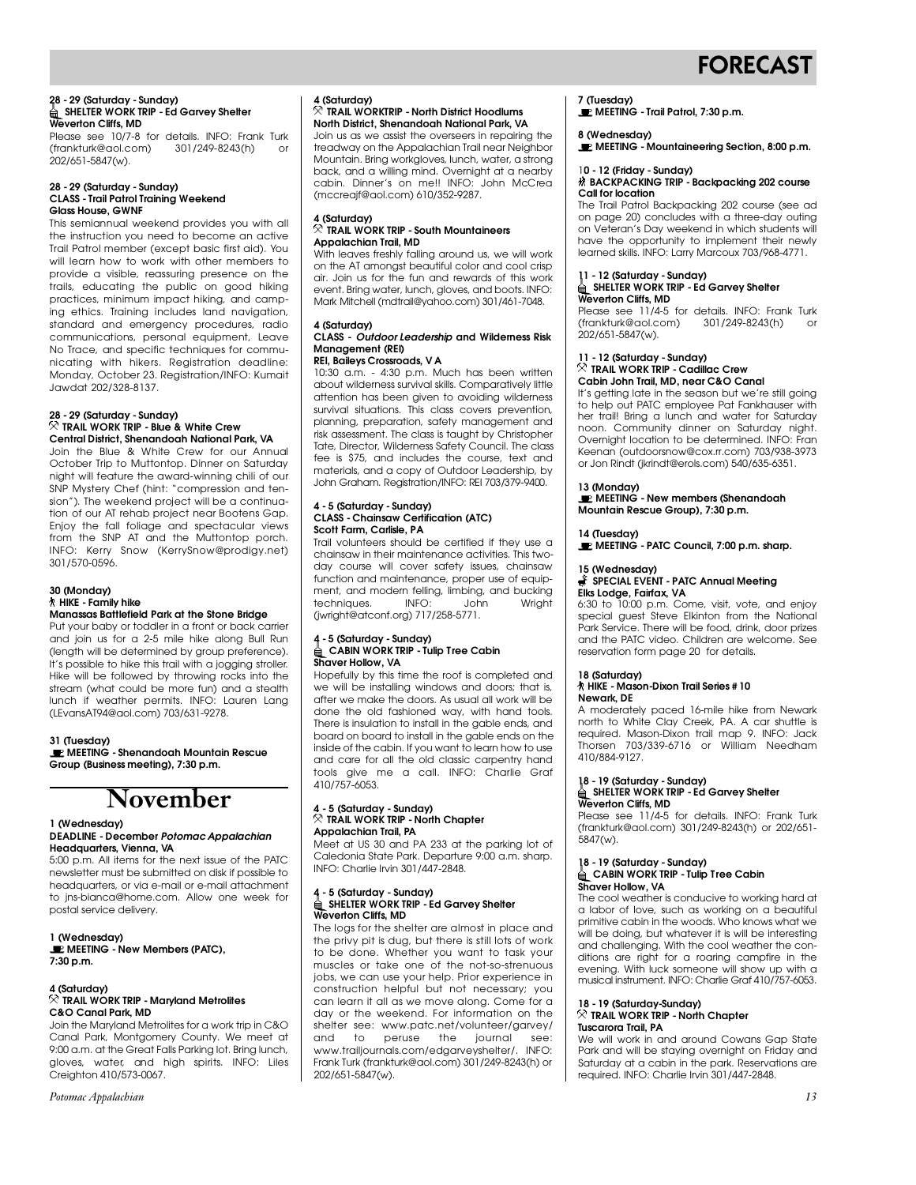# FORECAST

**28 - 29 (Saturday - Sunday)**
**SHELTER WORK TRIP - Ed Garvey Shelter**
**Weverton Cliffs, MD**

Please see 10/7-8 for details. INFO: Frank Turk (frankturk@aol.com) 301/249-8243(h) or 202/651-5847(w).

**28 - 29 (Saturday - Sunday)**
**CLASS - Trail Patrol Training Weekend**
**Glass House, GWNF**

This semiannual weekend provides you with all the instruction you need to become an active Trail Patrol member (except basic first aid). You will learn how to work with other members to provide a visible, reassuring presence on the trails, educating the public on good hiking practices, minimum impact hiking, and camping ethics. Training includes land navigation, standard and emergency procedures, radio communications, personal equipment, Leave No Trace, and specific techniques for communicating with hikers. Registration deadline: Monday, October 23. Registration/INFO: Kumait Jawdat 202/328-8137.

**28 - 29 (Saturday - Sunday)**
**TRAIL WORK TRIP - Blue & White Crew**
**Central District, Shenandoah National Park, VA**

Join the Blue & White Crew for our Annual October Trip to Muttontop. Dinner on Saturday night will feature the award-winning chili of our SNP Mystery Chef (hint: "compression and tension"). The weekend project will be a continuation of our AT rehab project near Bootens Gap. Enjoy the fall foliage and spectacular views from the SNP AT and the Muttontop porch. INFO: Kerry Snow (KerrySnow@prodigy.net) 301/570-0596.

**30 (Monday)**
**HIKE - Family hike**
**Manassas Battlefield Park at the Stone Bridge**

Put your baby or toddler in a front or back carrier and join us for a 2-5 mile hike along Bull Run (length will be determined by group preference). It's possible to hike this trail with a jogging stroller. Hike will be followed by throwing rocks into the stream (what could be more fun) and a stealth lunch if weather permits. INFO: Lauren Lang (LEvansAT94@aol.com) 703/631-9278.

**31 (Tuesday)**
**MEETING - Shenandoah Mountain Rescue Group (Business meeting), 7:30 p.m.**

## November

**1 (Wednesday)**
**DEADLINE - December *Potomac Appalachian***
**Headquarters, Vienna, VA**

5:00 p.m. All items for the next issue of the PATC newsletter must be submitted on disk if possible to headquarters, or via e-mail or e-mail attachment to jns-bianca@home.com. Allow one week for postal service delivery.

**1 (Wednesday)**
**MEETING - New Members (PATC), 7:30 p.m.**

**4 (Saturday)**
**TRAIL WORK TRIP - Maryland Metrolites**
**C&O Canal Park, MD**

Join the Maryland Metrolites for a work trip in C&O Canal Park, Montgomery County. We meet at 9:00 a.m. at the Great Falls Parking lot. Bring lunch, gloves, water, and high spirits. INFO: Liles Creighton 410/573-0067.

**4 (Saturday)**
**TRAIL WORKTRIP - North District Hoodlums**
**North District, Shenandoah National Park, VA**

Join us as we assist the overseers in repairing the treadway on the Appalachian Trail near Neighbor Mountain. Bring workgloves, lunch, water, a strong back, and a willing mind. Overnight at a nearby cabin. Dinner's on me!! INFO: John McCrea (mccreajf@aol.com) 610/352-9287.

**4 (Saturday)**
**TRAIL WORK TRIP - South Mountaineers**
**Appalachian Trail, MD**

With leaves freshly falling around us, we will work on the AT amongst beautiful color and cool crisp air. Join us for the fun and rewards of this work event. Bring water, lunch, gloves, and boots. INFO: Mark Mitchell (mdtrail@yahoo.com) 301/461-7048.

**4 (Saturday)**
**CLASS - *Outdoor Leadership* and Wilderness Risk Management (REI)**
**REI, Baileys Crossroads, VA**

10:30 a.m. - 4:30 p.m. Much has been written about wilderness survival skills. Comparatively little attention has been given to avoiding wilderness survival situations. This class covers prevention, planning, preparation, safety management and risk assessment. The class is taught by Christopher Tate, Director, Wilderness Safety Council. The class fee is $75, and includes the course, text and materials, and a copy of Outdoor Leadership, by John Graham. Registration/INFO: REI 703/379-9400.

**4 - 5 (Saturday - Sunday)**
**CLASS - Chainsaw Certification (ATC)**
**Scott Farm, Carlisle, PA**

Trail volunteers should be certified if they use a chainsaw in their maintenance activities. This two-day course will cover safety issues, chainsaw function and maintenance, proper use of equipment, and modern felling, limbing, and bucking techniques. INFO: John Wright (jwright@atconf.org) 717/258-5771.

**4 - 5 (Saturday - Sunday)**
**CABIN WORK TRIP - Tulip Tree Cabin**
**Shaver Hollow, VA**

Hopefully by this time the roof is completed and we will be installing windows and doors; that is, after we make the doors. As usual all work will be done the old fashioned way, with hand tools. There is insulation to install in the gable ends, and board on board to install in the gable ends on the inside of the cabin. If you want to learn how to use and care for all the old classic carpentry hand tools give me a call. INFO: Charlie Graf 410/757-6053.

**4 - 5 (Saturday - Sunday)**
**TRAIL WORK TRIP - North Chapter**
**Appalachian Trail, PA**

Meet at US 30 and PA 233 at the parking lot of Caledonia State Park. Departure 9:00 a.m. sharp. INFO: Charlie Irvin 301/447-2848.

**4 - 5 (Saturday - Sunday)**
**SHELTER WORK TRIP - Ed Garvey Shelter**
**Weverton Cliffs, MD**

The logs for the shelter are almost in place and the privy pit is dug, but there is still lots of work to be done. Whether you want to task your muscles or take one of the not-so-strenuous jobs, we can use your help. Prior experience in construction helpful but not necessary; you can learn it all as we move along. Come for a day or the weekend. For information on the shelter see: www.patc.net/volunteer/garvey/ and to peruse the journal see: www.trailjournals.com/edgarveyshelter/. INFO: Frank Turk (frankturk@aol.com) 301/249-8243(h) or 202/651-5847(w).

**7 (Tuesday)**
**MEETING - Trail Patrol, 7:30 p.m.**

**8 (Wednesday)**
**MEETING - Mountaineering Section, 8:00 p.m.**

**10 - 12 (Friday - Sunday)**
**BACKPACKING TRIP - Backpacking 202 course**
**Call for location**

The Trail Patrol Backpacking 202 course (see ad on page 20) concludes with a three-day outing on Veteran's Day weekend in which students will have the opportunity to implement their newly learned skills. INFO: Larry Marcoux 703/968-4771.

**11 - 12 (Saturday - Sunday)**
**SHELTER WORK TRIP - Ed Garvey Shelter**
**Weverton Cliffs, MD**

Please see 11/4-5 for details. INFO: Frank Turk (frankturk@aol.com) 301/249-8243(h) or 202/651-5847(w).

**11 - 12 (Saturday - Sunday)**
**TRAIL WORK TRIP - Cadillac Crew**
**Cabin John Trail, MD, near C&O Canal**

It's getting late in the season but we're still going to help out PATC employee Pat Fankhauser with her trail! Bring a lunch and water for Saturday noon. Community dinner on Saturday night. Overnight location to be determined. INFO: Fran Keenan (outdoorsnow@cox.rr.com) 703/938-3973 or Jon Rindt (jkrindt@erols.com) 540/635-6351.

**13 (Monday)**
**MEETING - New members (Shenandoah Mountain Rescue Group), 7:30 p.m.**

**14 (Tuesday)**
**MEETING - PATC Council, 7:00 p.m. sharp.**

**15 (Wednesday)**
**SPECIAL EVENT - PATC Annual Meeting**
**Elks Lodge, Fairfax, VA**

6:30 to 10:00 p.m. Come, visit, vote, and enjoy special guest Steve Elkinton from the National Park Service. There will be food, drink, door prizes and the PATC video. Children are welcome. See reservation form page 20 for details.

**18 (Saturday)**
**HIKE - Mason-Dixon Trail Series # 10**
**Newark, DE**

A moderately paced 16-mile hike from Newark north to White Clay Creek, PA. A car shuttle is required. Mason-Dixon trail map 9. INFO: Jack Thorsen 703/339-6716 or William Needham 410/884-9127.

**18 - 19 (Saturday - Sunday)**
**SHELTER WORK TRIP - Ed Garvey Shelter**
**Weverton Cliffs, MD**

Please see 11/4-5 for details. INFO: Frank Turk (frankturk@aol.com) 301/249-8243(h) or 202/651-5847(w).

**18 - 19 (Saturday - Sunday)**
**CABIN WORK TRIP - Tulip Tree Cabin**
**Shaver Hollow, VA**

The cool weather is conducive to working hard at a labor of love, such as working on a beautiful primitive cabin in the woods. Who knows what we will be doing, but whatever it is will be interesting and challenging. With the cool weather the conditions are right for a roaring campfire in the evening. With luck someone will show up with a musical instrument. INFO: Charlie Graf 410/757-6053.

**18 - 19 (Saturday-Sunday)**
**TRAIL WORK TRIP - North Chapter**
**Tuscarora Trail, PA**

We will work in and around Cowans Gap State Park and will be staying overnight on Friday and Saturday at a cabin in the park. Reservations are required. INFO: Charlie Irvin 301/447-2848.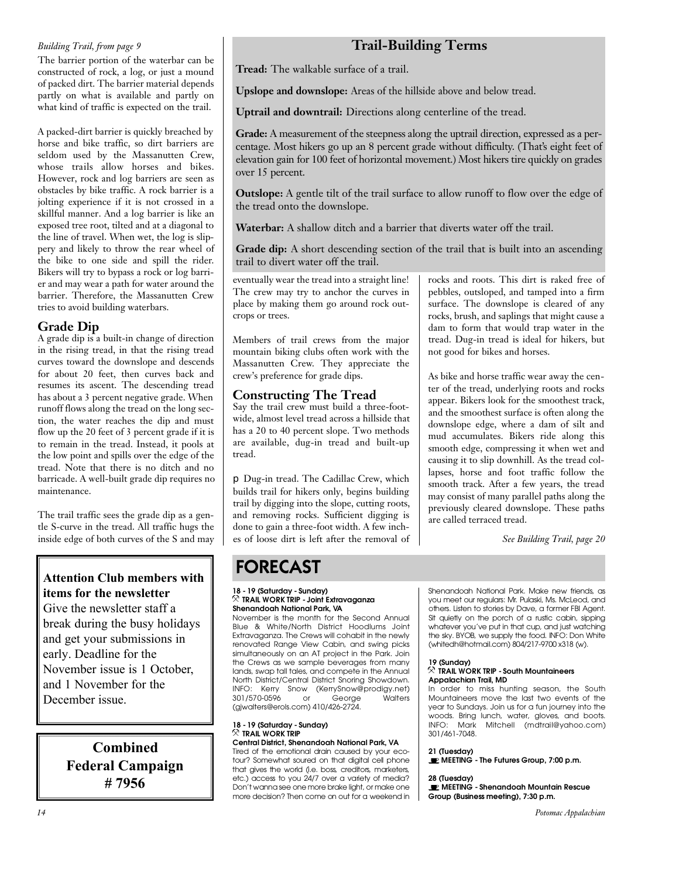*Building Trail, from page 9*

The barrier portion of the waterbar can be constructed of rock, a log, or just a mound of packed dirt. The barrier material depends partly on what is available and partly on what kind of traffic is expected on the trail.

A packed-dirt barrier is quickly breached by horse and bike traffic, so dirt barriers are seldom used by the Massanutten Crew, whose trails allow horses and bikes. However, rock and log barriers are seen as obstacles by bike traffic. A rock barrier is a jolting experience if it is not crossed in a skillful manner. And a log barrier is like an exposed tree root, tilted and at a diagonal to the line of travel. When wet, the log is slippery and likely to throw the rear wheel of the bike to one side and spill the rider. Bikers will try to bypass a rock or log barrier and may wear a path for water around the barrier. Therefore, the Massanutten Crew tries to avoid building waterbars.

## Grade Dip

A grade dip is a built-in change of direction in the rising tread, in that the rising tread curves toward the downslope and descends for about 20 feet, then curves back and resumes its ascent. The descending tread has about a 3 percent negative grade. When runoff flows along the tread on the long section, the water reaches the dip and must flow up the 20 feet of 3 percent grade if it is to remain in the tread. Instead, it pools at the low point and spills over the edge of the tread. Note that there is no ditch and no barricade. A well-built grade dip requires no maintenance.

The trail traffic sees the grade dip as a gentle S-curve in the tread. All traffic hugs the inside edge of both curves of the S and may eventually wear the tread into a straight line! The crew may try to anchor the curves in place by making them go around rock outcrops or trees.

Members of trail crews from the major mountain biking clubs often work with the Massanutten Crew. They appreciate the crew's preference for grade dips.

## Constructing The Tread

Say the trail crew must build a three-foot-wide, almost level tread across a hillside that has a 20 to 40 percent slope. Two methods are available, dug-in tread and built-up tread.

- Dug-in tread. The Cadillac Crew, which builds trail for hikers only, begins building trail by digging into the slope, cutting roots, and removing rocks. Sufficient digging is done to gain a three-foot width. A few inches of loose dirt is left after the removal of rocks and roots. This dirt is raked free of pebbles, outsloped, and tamped into a firm surface. The downslope is cleared of any rocks, brush, and saplings that might cause a dam to form that would trap water in the tread. Dug-in tread is ideal for hikers, but not good for bikes and horses.

As bike and horse traffic wear away the center of the tread, underlying roots and rocks appear. Bikers look for the smoothest track, and the smoothest surface is often along the downslope edge, where a dam of silt and mud accumulates. Bikers ride along this smooth edge, compressing it when wet and causing it to slip downhill. As the tread collapses, horse and foot traffic follow the smooth track. After a few years, the tread may consist of many parallel paths along the previously cleared downslope. These paths are called terraced tread.

*See Building Trail, page 20*

## Trail-Building Terms

**Tread:** The walkable surface of a trail.

**Upslope and downslope:** Areas of the hillside above and below tread.

**Uptrail and downtrail:** Directions along centerline of the tread.

**Grade:** A measurement of the steepness along the uptrail direction, expressed as a percentage. Most hikers go up an 8 percent grade without difficulty. (That's eight feet of elevation gain for 100 feet of horizontal movement.) Most hikers tire quickly on grades over 15 percent.

**Outslope:** A gentle tilt of the trail surface to allow runoff to flow over the edge of the tread onto the downslope.

**Waterbar:** A shallow ditch and a barrier that diverts water off the trail.

**Grade dip:** A short descending section of the trail that is built into an ascending trail to divert water off the trail.

**Attention Club members with items for the newsletter**

Give the newsletter staff a break during the busy holidays and get your submissions in early. Deadline for the November issue is 1 October, and 1 November for the December issue.

**Combined Federal Campaign # 7956**

# FORECAST

**18 - 19 (Saturday - Sunday)**
**TRAIL WORK TRIP - Joint Extravaganza**
**Shenandoah National Park, VA**
November is the month for the Second Annual Blue & White/North District Hoodlums Joint Extravaganza. The Crews will cohabit in the newly renovated Range View Cabin, and swing picks simultaneously on an AT project in the Park. Join the Crews as we sample beverages from many lands, swap tall tales, and compete in the Annual North District/Central District Snoring Showdown. INFO: Kerry Snow (KerrySnow@prodigy.net) 301/570-0596 or George Walters (gjwalters@erols.com) 410/426-2724.

**18 - 19 (Saturday - Sunday)**
**TRAIL WORK TRIP**
**Central District, Shenandoah National Park, VA**
Tired of the emotional drain caused by your eco-tour? Somewhat soured on that digital cell phone that gives the world (i.e. boss, creditors, marketers, etc.) access to you 24/7 over a variety of media? Don't wanna see one more brake light, or make one more decision? Then come on out for a weekend in Shenandoah National Park. Make new friends, as you meet our regulars: Mr. Pulaski, Ms. McLeod, and others. Listen to stories by Dave, a former FBI Agent. Sit quietly on the porch of a rustic cabin, sipping whatever you've put in that cup, and just watching the sky. BYOB, we supply the food. INFO: Don White (whitedh@hotmail.com) 804/217-9700 x318 (w).

**19 (Sunday)**
**TRAIL WORK TRIP - South Mountaineers**
**Appalachian Trail, MD**
In order to miss hunting season, the South Mountaineers move the last two events of the year to Sundays. Join us for a fun journey into the woods. Bring lunch, water, gloves, and boots. INFO: Mark Mitchell (mdtrail@yahoo.com) 301/461-7048.

**21 (Tuesday)**
**MEETING - The Futures Group, 7:00 p.m.**

**28 (Tuesday)**
**MEETING - Shenandoah Mountain Rescue Group (Business meeting), 7:30 p.m.**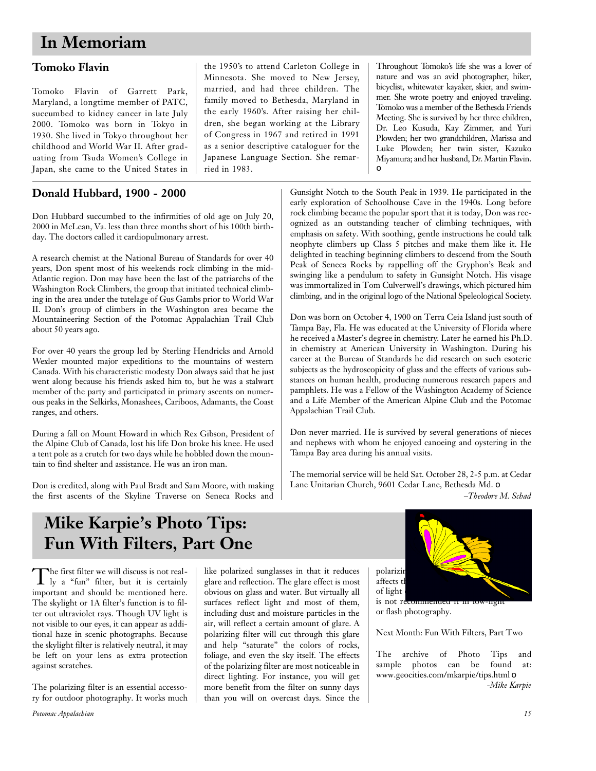# In Memoriam

## Tomoko Flavin

Tomoko Flavin of Garrett Park, Maryland, a longtime member of PATC, succumbed to kidney cancer in late July 2000. Tomoko was born in Tokyo in 1930. She lived in Tokyo throughout her childhood and World War II. After graduating from Tsuda Women's College in Japan, she came to the United States in the 1950's to attend Carleton College in Minnesota. She moved to New Jersey, married, and had three children. The family moved to Bethesda, Maryland in the early 1960's. After raising her children, she began working at the Library of Congress in 1967 and retired in 1991 as a senior descriptive cataloguer for the Japanese Language Section. She remarried in 1983.

Throughout Tomoko's life she was a lover of nature and was an avid photographer, hiker, bicyclist, whitewater kayaker, skier, and swimmer. She wrote poetry and enjoyed traveling. Tomoko was a member of the Bethesda Friends Meeting. She is survived by her three children, Dr. Leo Kusuda, Kay Zimmer, and Yuri Plowden; her two grandchildren, Marissa and Luke Plowden; her twin sister, Kazuko Miyamura; and her husband, Dr. Martin Flavin. o

## Donald Hubbard, 1900 - 2000

Don Hubbard succumbed to the infirmities of old age on July 20, 2000 in McLean, Va. less than three months short of his 100th birthday. The doctors called it cardiopulmonary arrest.

A research chemist at the National Bureau of Standards for over 40 years, Don spent most of his weekends rock climbing in the mid-Atlantic region. Don may have been the last of the patriarchs of the Washington Rock Climbers, the group that initiated technical climbing in the area under the tutelage of Gus Gambs prior to World War II. Don's group of climbers in the Washington area became the Mountaineering Section of the Potomac Appalachian Trail Club about 50 years ago.

For over 40 years the group led by Sterling Hendricks and Arnold Wexler mounted major expeditions to the mountains of western Canada. With his characteristic modesty Don always said that he just went along because his friends asked him to, but he was a stalwart member of the party and participated in primary ascents on numerous peaks in the Selkirks, Monashees, Cariboos, Adamants, the Coast ranges, and others.

During a fall on Mount Howard in which Rex Gibson, President of the Alpine Club of Canada, lost his life Don broke his knee. He used a tent pole as a crutch for two days while he hobbled down the mountain to find shelter and assistance. He was an iron man.

Don is credited, along with Paul Bradt and Sam Moore, with making the first ascents of the Skyline Traverse on Seneca Rocks and Gunsight Notch to the South Peak in 1939. He participated in the early exploration of Schoolhouse Cave in the 1940s. Long before rock climbing became the popular sport that it is today, Don was recognized as an outstanding teacher of climbing techniques, with emphasis on safety. With soothing, gentle instructions he could talk neophyte climbers up Class 5 pitches and make them like it. He delighted in teaching beginning climbers to descend from the South Peak of Seneca Rocks by rappelling off the Gryphon's Beak and swinging like a pendulum to safety in Gunsight Notch. His visage was immortalized in Tom Culverwell's drawings, which pictured him climbing, and in the original logo of the National Speleological Society.

Don was born on October 4, 1900 on Terra Ceia Island just south of Tampa Bay, Fla. He was educated at the University of Florida where he received a Master's degree in chemistry. Later he earned his Ph.D. in chemistry at American University in Washington. During his career at the Bureau of Standards he did research on such esoteric subjects as the hydroscopicity of glass and the effects of various substances on human health, producing numerous research papers and pamphlets. He was a Fellow of the Washington Academy of Science and a Life Member of the American Alpine Club and the Potomac Appalachian Trail Club.

Don never married. He is survived by several generations of nieces and nephews with whom he enjoyed canoeing and oystering in the Tampa Bay area during his annual visits.

The memorial service will be held Sat. October 28, 2-5 p.m. at Cedar Lane Unitarian Church, 9601 Cedar Lane, Bethesda Md. o

*–Theodore M. Schad*

# Mike Karpie's Photo Tips: Fun With Filters, Part One

The first filter we will discuss is not really a "fun" filter, but it is certainly important and should be mentioned here. The skylight or 1A filter's function is to filter out ultraviolet rays. Though UV light is not visible to our eyes, it can appear as additional haze in scenic photographs. Because the skylight filter is relatively neutral, it may be left on your lens as extra protection against scratches.

The polarizing filter is an essential accessory for outdoor photography. It works much like polarized sunglasses in that it reduces glare and reflection. The glare effect is most obvious on glass and water. But virtually all surfaces reflect light and most of them, including dust and moisture particles in the air, will reflect a certain amount of glare. A polarizing filter will cut through this glare and help "saturate" the colors of rocks, foliage, and even the sky itself. The effects of the polarizing filter are most noticeable in direct lighting. For instance, you will get more benefit from the filter on sunny days than you will on overcast days. Since the polarizin[g] ... affects th[e] ... of light ... is not r[ecommended for] low-light or flash photography.

Next Month: Fun With Filters, Part Two

The archive of Photo Tips and sample photos can be found at: www.geocities.com/mkarpie/tips.html o

*-Mike Karpie*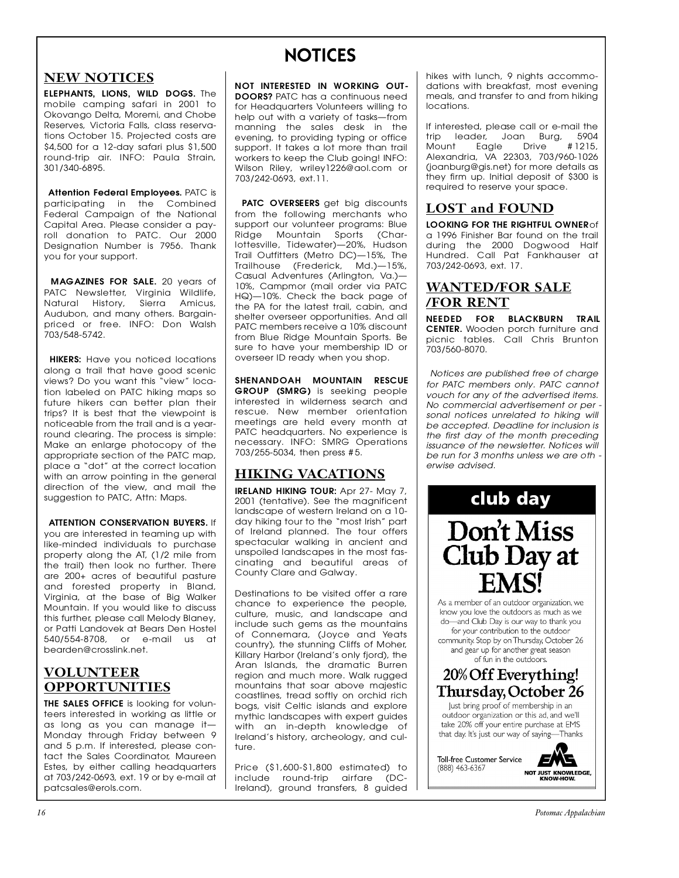# NOTICES

## NEW NOTICES

**ELEPHANTS, LIONS, WILD DOGS.** The mobile camping safari in 2001 to Okovango Delta, Moremi, and Chobe Reserves, Victoria Falls, class reservations October 15. Projected costs are $4,500 for a 12-day safari plus $1,500 round-trip air. INFO: Paula Strain, 301/340-6895.

**Attention Federal Employees.** PATC is participating in the Combined Federal Campaign of the National Capital Area. Please consider a payroll donation to PATC. Our 2000 Designation Number is 7956. Thank you for your support.

**MAGAZINES FOR SALE.** 20 years of PATC Newsletter, Virginia Wildlife, Natural History, Sierra Amicus, Audubon, and many others. Bargain-priced or free. INFO: Don Walsh 703/548-5742.

**HIKERS:** Have you noticed locations along a trail that have good scenic views? Do you want this "view" location labeled on PATC hiking maps so future hikers can better plan their trips? It is best that the viewpoint is noticeable from the trail and is a year-round clearing. The process is simple: Make an enlarge photocopy of the appropriate section of the PATC map, place a "dot" at the correct location with an arrow pointing in the general direction of the view, and mail the suggestion to PATC, Attn: Maps.

**ATTENTION CONSERVATION BUYERS.** If you are interested in teaming up with like-minded individuals to purchase property along the AT, (1/2 mile from the trail) then look no further. There are 200+ acres of beautiful pasture and forested property in Bland, Virginia, at the base of Big Walker Mountain. If you would like to discuss this further, please call Melody Blaney, or Patti Landovek at Bears Den Hostel 540/554-8708, or e-mail us at bearden@crosslink.net.

## VOLUNTEER OPPORTUNITIES

**THE SALES OFFICE** is looking for volunteers interested in working as little or as long as you can manage it—Monday through Friday between 9 and 5 p.m. If interested, please contact the Sales Coordinator, Maureen Estes, by either calling headquarters at 703/242-0693, ext. 19 or by e-mail at patcsales@erols.com.

**NOT INTERESTED IN WORKING OUTDOORS?** PATC has a continuous need for Headquarters Volunteers willing to help out with a variety of tasks—from manning the sales desk in the evening, to providing typing or office support. It takes a lot more than trail workers to keep the Club going! INFO: Wilson Riley, wriley1226@aol.com or 703/242-0693, ext.11.

**PATC OVERSEERS** get big discounts from the following merchants who support our volunteer programs: Blue Ridge Mountain Sports (Charlottesville, Tidewater)—20%, Hudson Trail Outfitters (Metro DC)—15%, The Trailhouse (Frederick, Md.)—15%, Casual Adventures (Arlington, Va.)—10%, Campmor (mail order via PATC HQ)—10%. Check the back page of the PA for the latest trail, cabin, and shelter overseer opportunities. And all PATC members receive a 10% discount from Blue Ridge Mountain Sports. Be sure to have your membership ID or overseer ID ready when you shop.

**SHENANDOAH MOUNTAIN RESCUE GROUP (SMRG)** is seeking people interested in wilderness search and rescue. New member orientation meetings are held every month at PATC headquarters. No experience is necessary. INFO: SMRG Operations 703/255-5034, then press #5.

## HIKING VACATIONS

**IRELAND HIKING TOUR:** Apr 27- May 7, 2001 (tentative). See the magnificent landscape of western Ireland on a 10-day hiking tour to the "most Irish" part of Ireland planned. The tour offers spectacular walking in ancient and unspoiled landscapes in the most fascinating and beautiful areas of County Clare and Galway.

Destinations to be visited offer a rare chance to experience the people, culture, music, and landscape and include such gems as the mountains of Connemara, (Joyce and Yeats country), the stunning Cliffs of Moher, Killary Harbor (Ireland's only fjord), the Aran Islands, the dramatic Burren region and much more. Walk rugged mountains that soar above majestic coastlines, tread softly on orchid rich bogs, visit Celtic islands and explore mythic landscapes with expert guides with an in-depth knowledge of Ireland's history, archeology, and culture.

Price ($1,600-$1,800 estimated) to include round-trip airfare (DC-Ireland), ground transfers, 8 guided hikes with lunch, 9 nights accommodations with breakfast, most evening meals, and transfer to and from hiking locations.

If interested, please call or e-mail the trip leader, Joan Burg, 5904 Mount Eagle Drive #1215, Alexandria, VA 22303, 703/960-1026 (joanburg@gis.net) for more details as they firm up. Initial deposit of $300 is required to reserve your space.

## LOST and FOUND

**LOOKING FOR THE RIGHTFUL OWNER** of a 1996 Finisher Bar found on the trail during the 2000 Dogwood Half Hundred. Call Pat Fankhauser at 703/242-0693, ext. 17.

## WANTED/FOR SALE /FOR RENT

**NEEDED FOR BLACKBURN TRAIL CENTER.** Wooden porch furniture and picnic tables. Call Chris Brunton 703/560-8070.

*Notices are published free of charge for PATC members only. PATC cannot vouch for any of the advertised items. No commercial advertisement or personal notices unrelated to hiking will be accepted. Deadline for inclusion is the first day of the month preceding issuance of the newsletter. Notices will be run for 3 months unless we are otherwise advised.*

**club day**

# Don't Miss Club Day at EMS!

As a member of an outdoor organization, we know you love the outdoors as much as we do—and Club Day is our way to thank you for your contribution to the outdoor community. Stop by on Thursday, October 26 and gear up for another great season of fun in the outdoors.

## 20% Off Everything! Thursday, October 26

Just bring proof of membership in an outdoor organization or this ad, and we'll take 20% off your entire purchase at EMS that day. It's just our way of saying—Thanks

Toll-free Customer Service (888) 463-6367

EMS — NOT JUST KNOWLEDGE, KNOW-HOW.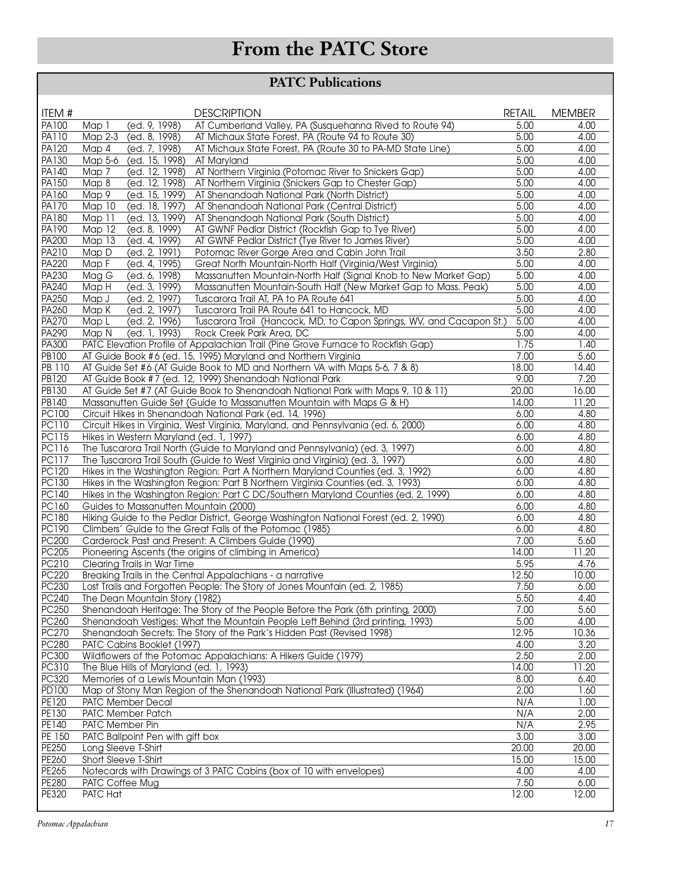# From the PATC Store

## PATC Publications

| ITEM # | DESCRIPTION | RETAIL | MEMBER |
|---|---|---|---|
| PA100 | Map 1 (ed. 9, 1998) AT Cumberland Valley, PA (Susquehanna Rived to Route 94) | 5.00 | 4.00 |
| PA110 | Map 2-3 (ed. 8, 1998) AT Michaux State Forest, PA (Route 94 to Route 30) | 5.00 | 4.00 |
| PA120 | Map 4 (ed. 7, 1998) AT Michaux State Forest, PA (Route 30 to PA-MD State Line) | 5.00 | 4.00 |
| PA130 | Map 5-6 (ed. 15, 1998) AT Maryland | 5.00 | 4.00 |
| PA140 | Map 7 (ed. 12, 1998) AT Northern Virginia (Potomac River to Snickers Gap) | 5.00 | 4.00 |
| PA150 | Map 8 (ed. 12, 1998) AT Northern Virginia (Snickers Gap to Chester Gap) | 5.00 | 4.00 |
| PA160 | Map 9 (ed. 15, 1999) AT Shenandoah National Park (North District) | 5.00 | 4.00 |
| PA170 | Map 10 (ed. 18, 1997) AT Shenandoah National Park (Central District) | 5.00 | 4.00 |
| PA180 | Map 11 (ed. 13, 1999) AT Shenandoah National Park (South District) | 5.00 | 4.00 |
| PA190 | Map 12 (ed. 8, 1999) AT GWNF Pedlar District (Rockfish Gap to Tye River) | 5.00 | 4.00 |
| PA200 | Map 13 (ed. 4, 1999) AT GWNF Pedlar District (Tye River to James River) | 5.00 | 4.00 |
| PA210 | Map D (ed. 2, 1991) Potomac River Gorge Area and Cabin John Trail | 3.50 | 2.80 |
| PA220 | Map F (ed. 4, 1995) Great North Mountain-North Half (Virginia/West Virginia) | 5.00 | 4.00 |
| PA230 | Mag G (ed. 6, 1998) Massanutten Mountain-North Half (Signal Knob to New Market Gap) | 5.00 | 4.00 |
| PA240 | Map H (ed. 3, 1999) Massanutten Mountain-South Half (New Market Gap to Mass. Peak) | 5.00 | 4.00 |
| PA250 | Map J (ed. 2, 1997) Tuscarora Trail AT, PA to PA Route 641 | 5.00 | 4.00 |
| PA260 | Map K (ed. 2, 1997) Tuscarora Trail PA Route 641 to Hancock, MD | 5.00 | 4.00 |
| PA270 | Map L (ed. 2, 1996) Tuscarora Trail (Hancock, MD, to Capon Springs, WV, and Cacapon St.) | 5.00 | 4.00 |
| PA290 | Map N (ed. 1, 1993) Rock Creek Park Area, DC | 5.00 | 4.00 |
| PA300 | PATC Elevation Profile of Appalachian Trail (Pine Grove Furnace to Rockfish Gap) | 1.75 | 1.40 |
| PB100 | AT Guide Book #6 (ed. 15, 1995) Maryland and Northern Virginia | 7.00 | 5.60 |
| PB 110 | AT Guide Set #6 (AT Guide Book to MD and Northern VA with Maps 5-6, 7 & 8) | 18.00 | 14.40 |
| PB120 | AT Guide Book #7 (ed. 12, 1999) Shenandoah National Park | 9.00 | 7.20 |
| PB130 | AT Guide Set #7 (AT Guide Book to Shenandoah National Park with Maps 9, 10 & 11) | 20.00 | 16.00 |
| PB140 | Massanutten Guide Set (Guide to Massanutten Mountain with Maps G & H) | 14.00 | 11.20 |
| PC100 | Circuit Hikes in Shenandoah National Park (ed. 14, 1996) | 6.00 | 4.80 |
| PC110 | Circuit Hikes in Virginia, West Virginia, Maryland, and Pennsylvania (ed. 6, 2000) | 6.00 | 4.80 |
| PC115 | Hikes in Western Maryland (ed. 1, 1997) | 6.00 | 4.80 |
| PC116 | The Tuscarora Trail North (Guide to Maryland and Pennsylvania) (ed. 3, 1997) | 6.00 | 4.80 |
| PC117 | The Tuscarora Trail South (Guide to West Virginia and Virginia) (ed. 3, 1997) | 6.00 | 4.80 |
| PC120 | Hikes in the Washington Region: Part A Northern Maryland Counties (ed. 3, 1992) | 6.00 | 4.80 |
| PC130 | Hikes in the Washington Region: Part B Northern Virginia Counties (ed. 3, 1993) | 6.00 | 4.80 |
| PC140 | Hikes in the Washington Region: Part C DC/Southern Maryland Counties (ed. 2, 1999) | 6.00 | 4.80 |
| PC160 | Guides to Massanutten Mountain (2000) | 6.00 | 4.80 |
| PC180 | Hiking Guide to the Pedlar District, George Washington National Forest (ed. 2, 1990) | 6.00 | 4.80 |
| PC190 | Climbers' Guide to the Great Falls of the Potomac (1985) | 6.00 | 4.80 |
| PC200 | Carderock Past and Present: A Climbers Guide (1990) | 7.00 | 5.60 |
| PC205 | Pioneering Ascents (the origins of climbing in America) | 14.00 | 11.20 |
| PC210 | Clearing Trails in War Time | 5.95 | 4.76 |
| PC220 | Breaking Trails in the Central Appalachians - a narrative | 12.50 | 10.00 |
| PC230 | Lost Trails and Forgotten People: The Story of Jones Mountain (ed. 2, 1985) | 7.50 | 6.00 |
| PC240 | The Dean Mountain Story (1982) | 5.50 | 4.40 |
| PC250 | Shenandoah Heritage: The Story of the People Before the Park (6th printing, 2000) | 7.00 | 5.60 |
| PC260 | Shenandoah Vestiges: What the Mountain People Left Behind (3rd printing, 1993) | 5.00 | 4.00 |
| PC270 | Shenandoah Secrets: The Story of the Park's Hidden Past (Revised 1998) | 12.95 | 10.36 |
| PC280 | PATC Cabins Booklet (1997) | 4.00 | 3.20 |
| PC300 | Wildflowers of the Potomac Appalachians: A Hikers Guide (1979) | 2.50 | 2.00 |
| PC310 | The Blue Hills of Maryland (ed. 1, 1993) | 14.00 | 11.20 |
| PC320 | Memories of a Lewis Mountain Man (1993) | 8.00 | 6.40 |
| PD100 | Map of Stony Man Region of the Shenandoah National Park (Illustrated) (1964) | 2.00 | 1.60 |
| PE120 | PATC Member Decal | N/A | 1.00 |
| PE130 | PATC Member Patch | N/A | 2.00 |
| PE140 | PATC Member Pin | N/A | 2.95 |
| PE 150 | PATC Ballpoint Pen with gift box | 3.00 | 3.00 |
| PE250 | Long Sleeve T-Shirt | 20.00 | 20.00 |
| PE260 | Short Sleeve T-Shirt | 15.00 | 15.00 |
| PE265 | Notecards with Drawings of 3 PATC Cabins (box of 10 with envelopes) | 4.00 | 4.00 |
| PE280 | PATC Coffee Mug | 7.50 | 6.00 |
| PE320 | PATC Hat | 12.00 | 12.00 |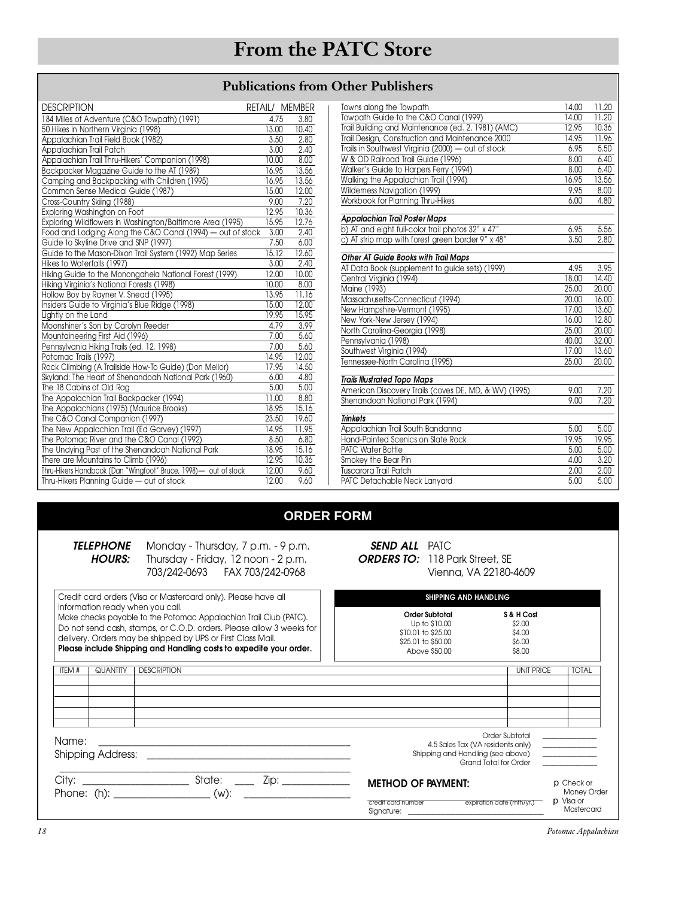# From the PATC Store

## Publications from Other Publishers

| DESCRIPTION | RETAIL/ | MEMBER |
|---|---|---|
| 184 Miles of Adventure (C&O Towpath) (1991) | 4.75 | 3.80 |
| 50 Hikes in Northern Virginia (1998) | 13.00 | 10.40 |
| Appalachian Trail Field Book (1982) | 3.50 | 2.80 |
| Appalachian Trail Patch | 3.00 | 2.40 |
| Appalachian Trail Thru-Hikers' Companion (1998) | 10.00 | 8.00 |
| Backpacker Magazine Guide to the AT (1989) | 16.95 | 13.56 |
| Camping and Backpacking with Children (1995) | 16.95 | 13.56 |
| Common Sense Medical Guide (1987) | 15.00 | 12.00 |
| Cross-Country Skiing (1988) | 9.00 | 7.20 |
| Exploring Washington on Foot | 12.95 | 10.36 |
| Exploring Wildflowers in Washington/Baltimore Area (1995) | 15.95 | 12.76 |
| Food and Lodging Along the C&O Canal (1994) — out of stock | 3.00 | 2.40 |
| Guide to Skyline Drive and SNP (1997) | 7.50 | 6.00 |
| Guide to the Mason-Dixon Trail System (1992) Map Series | 15.12 | 12.60 |
| Hikes to Waterfalls (1997) | 3.00 | 2.40 |
| Hiking Guide to the Monongahela National Forest (1999) | 12.00 | 10.00 |
| Hiking Virginia's National Forests (1998) | 10.00 | 8.00 |
| Hollow Boy by Rayner V. Snead (1995) | 13.95 | 11.16 |
| Insiders Guide to Virginia's Blue Ridge (1998) | 15.00 | 12.00 |
| Lightly on the Land | 19.95 | 15.95 |
| Moonshiner's Son by Carolyn Reeder | 4.79 | 3.99 |
| Mountaineering First Aid (1996) | 7.00 | 5.60 |
| Pennsylvania Hiking Trails (ed. 12, 1998) | 7.00 | 5.60 |
| Potomac Trails (1997) | 14.95 | 12.00 |
| Rock Climbing (A Trailside How-To Guide) (Don Mellor) | 17.95 | 14.50 |
| Skyland: The Heart of Shenandoah National Park (1960) | 6.00 | 4.80 |
| The 18 Cabins of Old Rag | 5.00 | 5.00 |
| The Appalachian Trail Backpacker (1994) | 11.00 | 8.80 |
| The Appalachians (1975) (Maurice Brooks) | 18.95 | 15.16 |
| The C&O Canal Companion (1997) | 23.50 | 19.60 |
| The New Appalachian Trail (Ed Garvey) (1997) | 14.95 | 11.95 |
| The Potomac River and the C&O Canal (1992) | 8.50 | 6.80 |
| The Undying Past of the Shenandoah National Park | 18.95 | 15.16 |
| There are Mountains to Climb (1996) | 12.95 | 10.36 |
| Thru-Hikers Handbook (Dan "Wingfoot" Bruce, 1998)— out of stock | 12.00 | 9.60 |
| Thru-Hikers Planning Guide — out of stock | 12.00 | 9.60 |
| Towns along the Towpath | 14.00 | 11.20 |
| Towpath Guide to the C&O Canal (1999) | 14.00 | 11.20 |
| Trail Building and Maintenance (ed. 2, 1981) (AMC) | 12.95 | 10.36 |
| Trail Design, Construction and Maintenance 2000 | 14.95 | 11.96 |
| Trails in Southwest Virginia (2000) — out of stock | 6.95 | 5.50 |
| W & OD Railroad Trail Guide (1996) | 8.00 | 6.40 |
| Walker's Guide to Harpers Ferry (1994) | 8.00 | 6.40 |
| Walking the Appalachian Trail (1994) | 16.95 | 13.56 |
| Wilderness Navigation (1999) | 9.95 | 8.00 |
| Workbook for Planning Thru-Hikes | 6.00 | 4.80 |
| ***Appalachian Trail Poster Maps*** | | |
| b) AT and eight full-color trail photos 32" x 47" | 6.95 | 5.56 |
| c) AT strip map with forest green border 9" x 48" | 3.50 | 2.80 |
| ***Other AT Guide Books with Trail Maps*** | | |
| AT Data Book (supplement to guide sets) (1999) | 4.95 | 3.95 |
| Central Virginia (1994) | 18.00 | 14.40 |
| Maine (1993) | 25.00 | 20.00 |
| Massachusetts-Connecticut (1994) | 20.00 | 16.00 |
| New Hampshire-Vermont (1995) | 17.00 | 13.60 |
| New York-New Jersey (1994) | 16.00 | 12.80 |
| North Carolina-Georgia (1998) | 25.00 | 20.00 |
| Pennsylvania (1998) | 40.00 | 32.00 |
| Southwest Virginia (1994) | 17.00 | 13.60 |
| Tennessee-North Carolina (1995) | 25.00 | 20.00 |
| ***Trails Illustrated Topo Maps*** | | |
| American Discovery Trails (coves DE, MD, & WV) (1995) | 9.00 | 7.20 |
| Shenandoah National Park (1994) | 9.00 | 7.20 |
| ***Trinkets*** | | |
| Appalachian Trail South Bandanna | 5.00 | 5.00 |
| Hand-Painted Scenics on Slate Rock | 19.95 | 19.95 |
| PATC Water Bottle | 5.00 | 5.00 |
| Smokey the Bear Pin | 4.00 | 3.20 |
| Tuscarora Trail Patch | 2.00 | 2.00 |
| PATC Detachable Neck Lanyard | 5.00 | 5.00 |

## ORDER FORM

***TELEPHONE HOURS:*** Monday - Thursday, 7 p.m. - 9 p.m.
Thursday - Friday, 12 noon - 2 p.m.
703/242-0693 FAX 703/242-0968

***SEND ALL ORDERS TO:*** PATC
118 Park Street, SE
Vienna, VA 22180-4609

Credit card orders (Visa or Mastercard only). Please have all information ready when you call.
Make checks payable to the Potomac Appalachian Trail Club (PATC). Do not send cash, stamps, or C.O.D. orders. Please allow 3 weeks for delivery. Orders may be shipped by UPS or First Class Mail.
**Please include Shipping and Handling costs to expedite your order.**

**SHIPPING AND HANDLING**

| Order Subtotal | S & H Cost |
|---|---|
| Up to $10.00 | $2.00 |
| $10.01 to $25.00 | $4.00 |
| $25.01 to $50.00 | $6.00 |
| Above $50.00 | $8.00 |

| ITEM # | QUANTITY | DESCRIPTION | UNIT PRICE | TOTAL |
|---|---|---|---|---|
| | | | | |
| | | | | |
| | | | | |
| | | | | |
| | | | | |

Name: ______________________
Shipping Address: ______________________
______________________
City: ____________ State: ____ Zip: ________
Phone: (h): ____________ (w): ____________

Order Subtotal ________
4.5 Sales Tax (VA residents only) ________
Shipping and Handling (see above) ________
Grand Total for Order ________

**METHOD OF PAYMENT:**

- Check or Money Order
- Visa or Mastercard

credit card number ________ expiration date (mth/yr.) ________
Signature: ______________________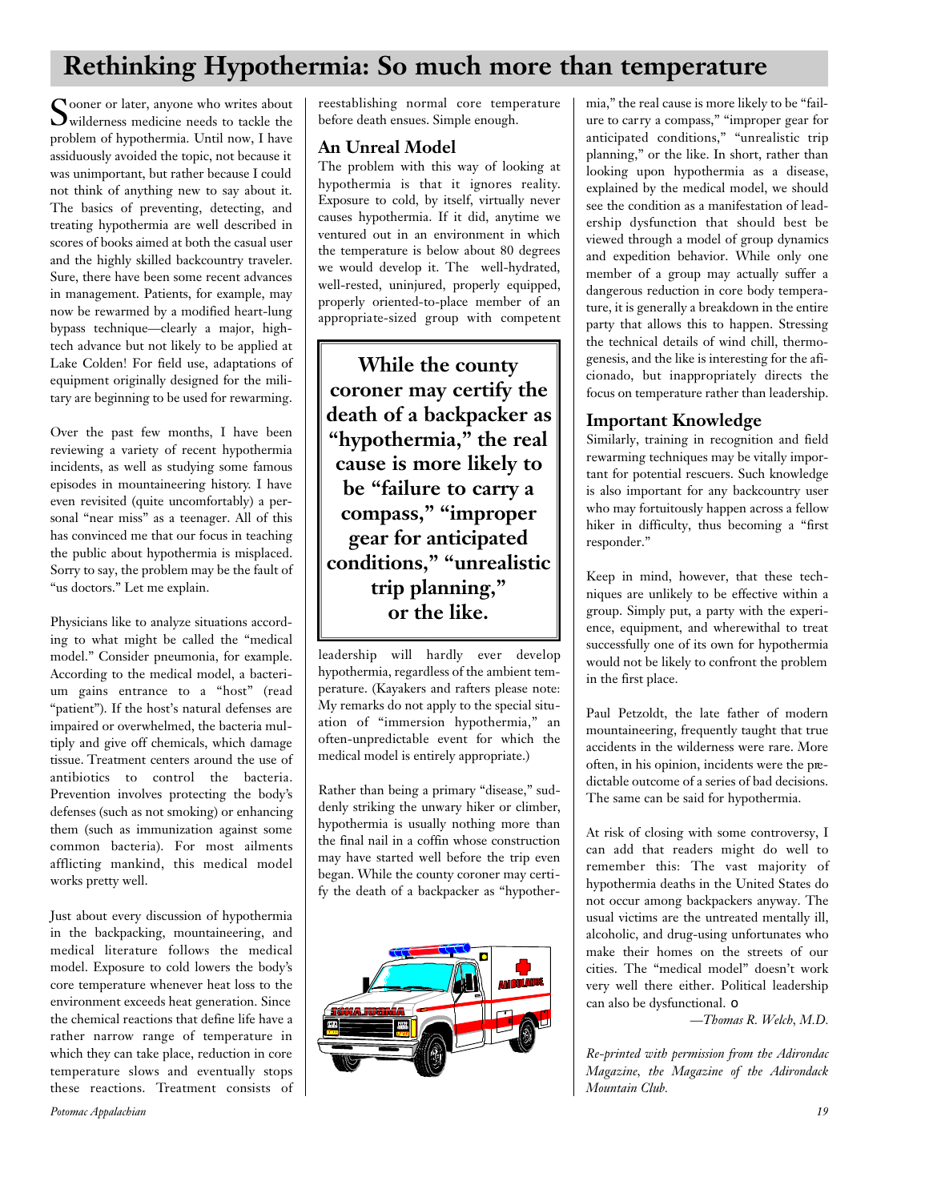# Rethinking Hypothermia: So much more than temperature

Sooner or later, anyone who writes about wilderness medicine needs to tackle the problem of hypothermia. Until now, I have assiduously avoided the topic, not because it was unimportant, but rather because I could not think of anything new to say about it. The basics of preventing, detecting, and treating hypothermia are well described in scores of books aimed at both the casual user and the highly skilled backcountry traveler. Sure, there have been some recent advances in management. Patients, for example, may now be rewarmed by a modified heart-lung bypass technique—clearly a major, high-tech advance but not likely to be applied at Lake Colden! For field use, adaptations of equipment originally designed for the military are beginning to be used for rewarming.

Over the past few months, I have been reviewing a variety of recent hypothermia incidents, as well as studying some famous episodes in mountaineering history. I have even revisited (quite uncomfortably) a personal "near miss" as a teenager. All of this has convinced me that our focus in teaching the public about hypothermia is misplaced. Sorry to say, the problem may be the fault of "us doctors." Let me explain.

Physicians like to analyze situations according to what might be called the "medical model." Consider pneumonia, for example. According to the medical model, a bacterium gains entrance to a "host" (read "patient"). If the host's natural defenses are impaired or overwhelmed, the bacteria multiply and give off chemicals, which damage tissue. Treatment centers around the use of antibiotics to control the bacteria. Prevention involves protecting the body's defenses (such as not smoking) or enhancing them (such as immunization against some common bacteria). For most ailments afflicting mankind, this medical model works pretty well.

Just about every discussion of hypothermia in the backpacking, mountaineering, and medical literature follows the medical model. Exposure to cold lowers the body's core temperature whenever heat loss to the environment exceeds heat generation. Since the chemical reactions that define life have a rather narrow range of temperature in which they can take place, reduction in core temperature slows and eventually stops these reactions. Treatment consists of reestablishing normal core temperature before death ensues. Simple enough.

## An Unreal Model

The problem with this way of looking at hypothermia is that it ignores reality. Exposure to cold, by itself, virtually never causes hypothermia. If it did, anytime we ventured out in an environment in which the temperature is below about 80 degrees we would develop it. The well-hydrated, well-rested, uninjured, properly equipped, properly oriented-to-place member of an appropriate-sized group with competent leadership will hardly ever develop hypothermia, regardless of the ambient temperature. (Kayakers and rafters please note: My remarks do not apply to the special situation of "immersion hypothermia," an often-unpredictable event for which the medical model is entirely appropriate.)

> **While the county coroner may certify the death of a backpacker as "hypothermia," the real cause is more likely to be "failure to carry a compass," "improper gear for anticipated conditions," "unrealistic trip planning," or the like.**

Rather than being a primary "disease," suddenly striking the unwary hiker or climber, hypothermia is usually nothing more than the final nail in a coffin whose construction may have started well before the trip even began. While the county coroner may certify the death of a backpacker as "hypothermia," the real cause is more likely to be "failure to carry a compass," "improper gear for anticipated conditions," "unrealistic trip planning," or the like. In short, rather than looking upon hypothermia as a disease, explained by the medical model, we should see the condition as a manifestation of leadership dysfunction that should best be viewed through a model of group dynamics and expedition behavior. While only one member of a group may actually suffer a dangerous reduction in core body temperature, it is generally a breakdown in the entire party that allows this to happen. Stressing the technical details of wind chill, thermogenesis, and the like is interesting for the aficionado, but inappropriately directs the focus on temperature rather than leadership.

## Important Knowledge

Similarly, training in recognition and field rewarming techniques may be vitally important for potential rescuers. Such knowledge is also important for any backcountry user who may fortuitously happen across a fellow hiker in difficulty, thus becoming a "first responder."

Keep in mind, however, that these techniques are unlikely to be effective within a group. Simply put, a party with the experience, equipment, and wherewithal to treat successfully one of its own for hypothermia would not be likely to confront the problem in the first place.

Paul Petzoldt, the late father of modern mountaineering, frequently taught that true accidents in the wilderness were rare. More often, in his opinion, incidents were the predictable outcome of a series of bad decisions. The same can be said for hypothermia.

At risk of closing with some controversy, I can add that readers might do well to remember this: The vast majority of hypothermia deaths in the United States do not occur among backpackers anyway. The usual victims are the untreated mentally ill, alcoholic, and drug-using unfortunates who make their homes on the streets of our cities. The "medical model" doesn't work very well there either. Political leadership can also be dysfunctional. o

*—Thomas R. Welch, M.D.*

*Re-printed with permission from the Adirondac Magazine, the Magazine of the Adirondack Mountain Club.*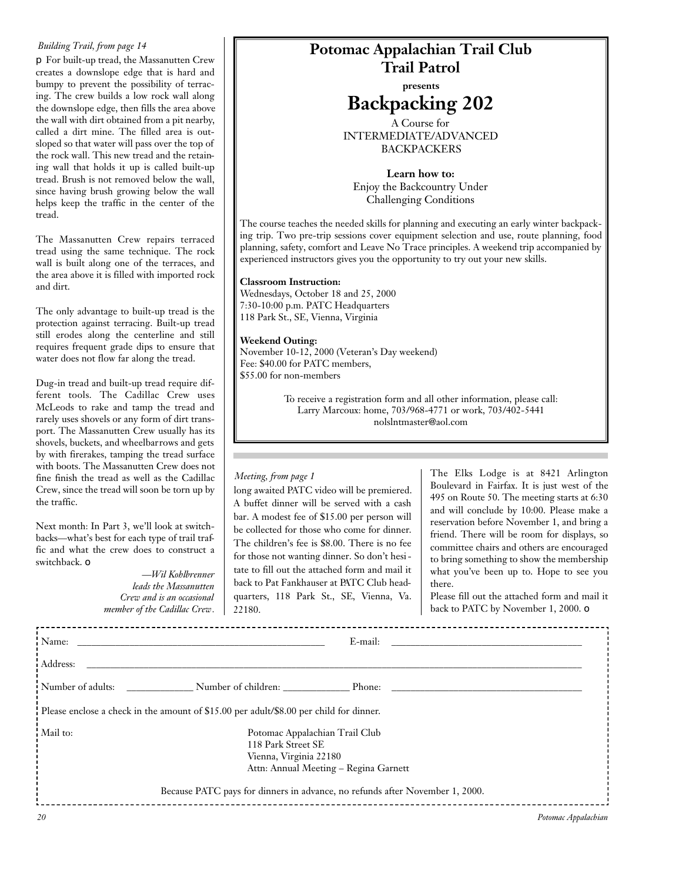*Building Trail, from page 14*

p For built-up tread, the Massanutten Crew creates a downslope edge that is hard and bumpy to prevent the possibility of terracing. The crew builds a low rock wall along the downslope edge, then fills the area above the wall with dirt obtained from a pit nearby, called a dirt mine. The filled area is outsloped so that water will pass over the top of the rock wall. This new tread and the retaining wall that holds it up is called built-up tread. Brush is not removed below the wall, since having brush growing below the wall helps keep the traffic in the center of the tread.

The Massanutten Crew repairs terraced tread using the same technique. The rock wall is built along one of the terraces, and the area above it is filled with imported rock and dirt.

The only advantage to built-up tread is the protection against terracing. Built-up tread still erodes along the centerline and still requires frequent grade dips to ensure that water does not flow far along the tread.

Dug-in tread and built-up tread require different tools. The Cadillac Crew uses McLeods to rake and tamp the tread and rarely uses shovels or any form of dirt transport. The Massanutten Crew usually has its shovels, buckets, and wheelbarrows and gets by with firerakes, tamping the tread surface with boots. The Massanutten Crew does not fine finish the tread as well as the Cadillac Crew, since the tread will soon be torn up by the traffic.

Next month: In Part 3, we'll look at switchbacks—what's best for each type of trail traffic and what the crew does to construct a switchback. o

*—Wil Kohlbrenner leads the Massanutten Crew and is an occasional member of the Cadillac Crew.*

---

## Potomac Appalachian Trail Club Trail Patrol

**presents**

# Backpacking 202

A Course for INTERMEDIATE/ADVANCED BACKPACKERS

**Learn how to:**
Enjoy the Backcountry Under Challenging Conditions

The course teaches the needed skills for planning and executing an early winter backpacking trip. Two pre-trip sessions cover equipment selection and use, route planning, food planning, safety, comfort and Leave No Trace principles. A weekend trip accompanied by experienced instructors gives you the opportunity to try out your new skills.

**Classroom Instruction:**
Wednesdays, October 18 and 25, 2000
7:30-10:00 p.m. PATC Headquarters
118 Park St., SE, Vienna, Virginia

**Weekend Outing:**
November 10-12, 2000 (Veteran's Day weekend)
Fee: $40.00 for PATC members,
$55.00 for non-members

To receive a registration form and all other information, please call:
Larry Marcoux: home, 703/968-4771 or work, 703/402-5441
nolslntmaster@aol.com

---

*Meeting, from page 1*

long awaited PATC video will be premiered. A buffet dinner will be served with a cash bar. A modest fee of $15.00 per person will be collected for those who come for dinner. The children's fee is $8.00. There is no fee for those not wanting dinner. So don't hesitate to fill out the attached form and mail it back to Pat Fankhauser at PATC Club headquarters, 118 Park St., SE, Vienna, Va. 22180.

The Elks Lodge is at 8421 Arlington Boulevard in Fairfax. It is just west of the 495 on Route 50. The meeting starts at 6:30 and will conclude by 10:00. Please make a reservation before November 1, and bring a friend. There will be room for displays, so committee chairs and others are encouraged to bring something to show the membership what you've been up to. Hope to see you there.

Please fill out the attached form and mail it back to PATC by November 1, 2000. o

---

Name: ______________________ E-mail: ______________________

Address: ____________________________________________

Number of adults: __________ Number of children: __________ Phone: ______________________

Please enclose a check in the amount of $15.00 per adult/$8.00 per child for dinner.

Mail to:
Potomac Appalachian Trail Club
118 Park Street SE
Vienna, Virginia 22180
Attn: Annual Meeting – Regina Garnett

Because PATC pays for dinners in advance, no refunds after November 1, 2000.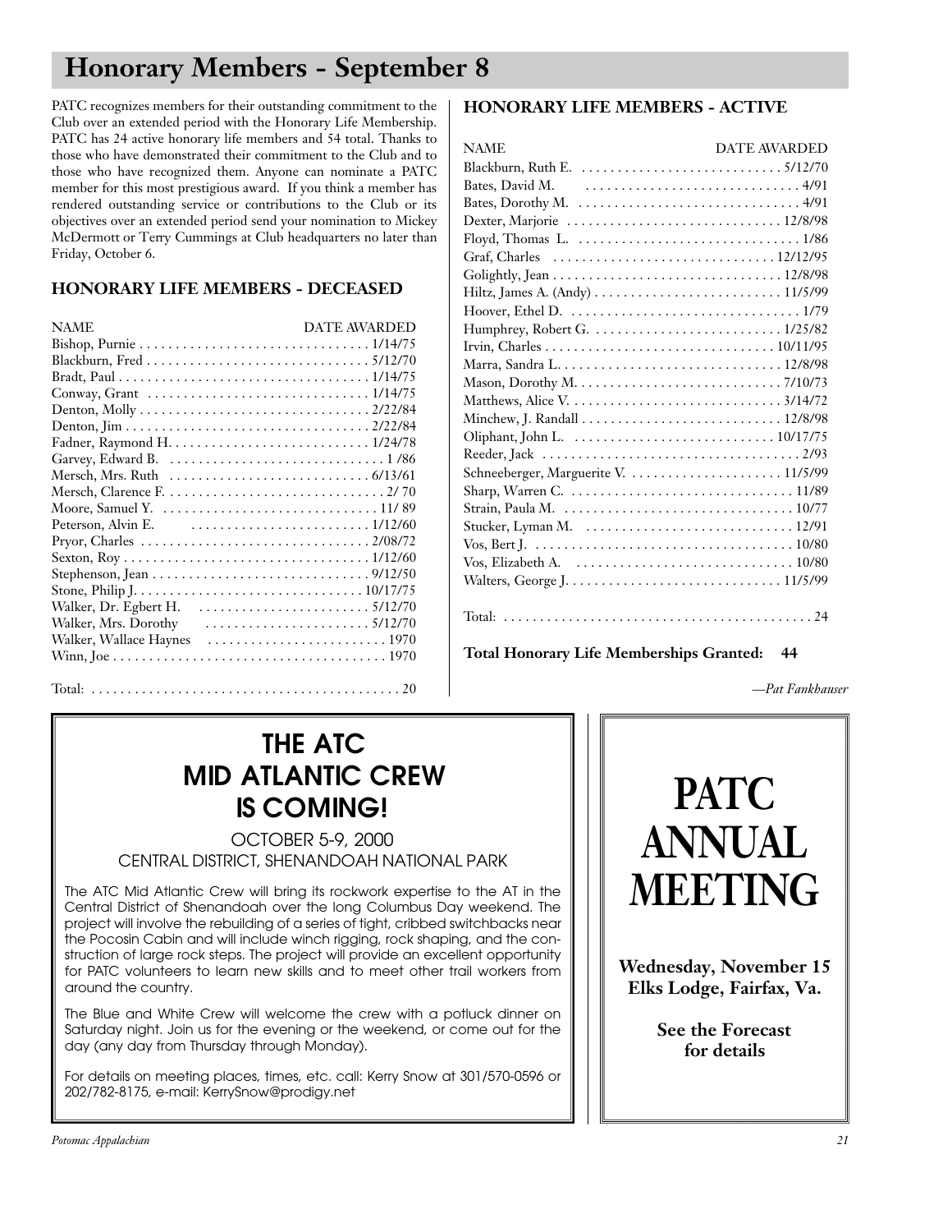# Honorary Members - September 8

PATC recognizes members for their outstanding commitment to the Club over an extended period with the Honorary Life Membership. PATC has 24 active honorary life members and 54 total. Thanks to those who have demonstrated their commitment to the Club and to those who have recognized them. Anyone can nominate a PATC member for this most prestigious award. If you think a member has rendered outstanding service or contributions to the Club or its objectives over an extended period send your nomination to Mickey McDermott or Terry Cummings at Club headquarters no later than Friday, October 6.

### HONORARY LIFE MEMBERS - DECEASED

| NAME | DATE AWARDED |
|---|---|
| Bishop, Purnie | 1/14/75 |
| Blackburn, Fred | 5/12/70 |
| Bradt, Paul | 1/14/75 |
| Conway, Grant | 1/14/75 |
| Denton, Molly | 2/22/84 |
| Denton, Jim | 2/22/84 |
| Fadner, Raymond H. | 1/24/78 |
| Garvey, Edward B. | 1 /86 |
| Mersch, Mrs. Ruth | 6/13/61 |
| Mersch, Clarence F. | 2/ 70 |
| Moore, Samuel Y. | 11/ 89 |
| Peterson, Alvin E. | 1/12/60 |
| Pryor, Charles | 2/08/72 |
| Sexton, Roy | 1/12/60 |
| Stephenson, Jean | 9/12/50 |
| Stone, Philip J. | 10/17/75 |
| Walker, Dr. Egbert H. | 5/12/70 |
| Walker, Mrs. Dorothy | 5/12/70 |
| Walker, Wallace Haynes | 1970 |
| Winn, Joe | 1970 |
| Total: | 20 |

### HONORARY LIFE MEMBERS - ACTIVE

| NAME | DATE AWARDED |
|---|---|
| Blackburn, Ruth E. | 5/12/70 |
| Bates, David M. | 4/91 |
| Bates, Dorothy M. | 4/91 |
| Dexter, Marjorie | 12/8/98 |
| Floyd, Thomas L. | 1/86 |
| Graf, Charles | 12/12/95 |
| Golightly, Jean | 12/8/98 |
| Hiltz, James A. (Andy) | 11/5/99 |
| Hoover, Ethel D. | 1/79 |
| Humphrey, Robert G. | 1/25/82 |
| Irvin, Charles | 10/11/95 |
| Marra, Sandra L. | 12/8/98 |
| Mason, Dorothy M. | 7/10/73 |
| Matthews, Alice V. | 3/14/72 |
| Minchew, J. Randall | 12/8/98 |
| Oliphant, John L. | 10/17/75 |
| Reeder, Jack | 2/93 |
| Schneeberger, Marguerite V. | 11/5/99 |
| Sharp, Warren C. | 11/89 |
| Strain, Paula M. | 10/77 |
| Stucker, Lyman M. | 12/91 |
| Vos, Bert J. | 10/80 |
| Vos, Elizabeth A. | 10/80 |
| Walters, George J. | 11/5/99 |
| Total: | 24 |

**Total Honorary Life Memberships Granted: 44**

*—Pat Fankhauser*

## THE ATC MID ATLANTIC CREW IS COMING!

OCTOBER 5-9, 2000
CENTRAL DISTRICT, SHENANDOAH NATIONAL PARK

The ATC Mid Atlantic Crew will bring its rockwork expertise to the AT in the Central District of Shenandoah over the long Columbus Day weekend. The project will involve the rebuilding of a series of tight, cribbed switchbacks near the Pocosin Cabin and will include winch rigging, rock shaping, and the construction of large rock steps. The project will provide an excellent opportunity for PATC volunteers to learn new skills and to meet other trail workers from around the country.

The Blue and White Crew will welcome the crew with a potluck dinner on Saturday night. Join us for the evening or the weekend, or come out for the day (any day from Thursday through Monday).

For details on meeting places, times, etc. call: Kerry Snow at 301/570-0596 or 202/782-8175, e-mail: KerrySnow@prodigy.net

## PATC ANNUAL MEETING

**Wednesday, November 15**
**Elks Lodge, Fairfax, Va.**

**See the Forecast for details**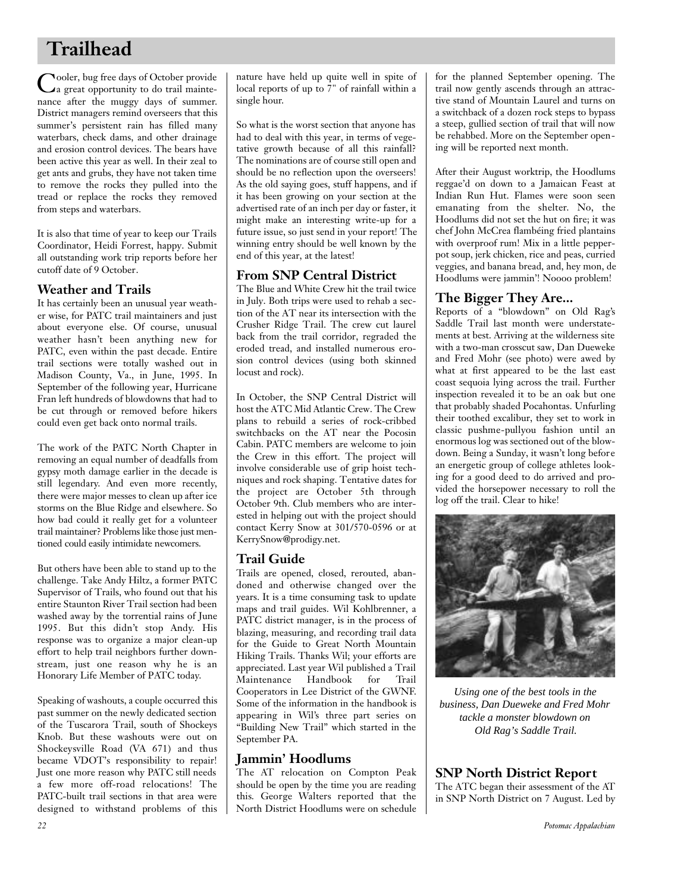# Trailhead

Cooler, bug free days of October provide a great opportunity to do trail maintenance after the muggy days of summer. District managers remind overseers that this summer's persistent rain has filled many waterbars, check dams, and other drainage and erosion control devices. The bears have been active this year as well. In their zeal to get ants and grubs, they have not taken time to remove the rocks they pulled into the tread or replace the rocks they removed from steps and waterbars.

It is also that time of year to keep our Trails Coordinator, Heidi Forrest, happy. Submit all outstanding work trip reports before her cutoff date of 9 October.

## Weather and Trails

It has certainly been an unusual year weather wise, for PATC trail maintainers and just about everyone else. Of course, unusual weather hasn't been anything new for PATC, even within the past decade. Entire trail sections were totally washed out in Madison County, Va., in June, 1995. In September of the following year, Hurricane Fran left hundreds of blowdowns that had to be cut through or removed before hikers could even get back onto normal trails.

The work of the PATC North Chapter in removing an equal number of deadfalls from gypsy moth damage earlier in the decade is still legendary. And even more recently, there were major messes to clean up after ice storms on the Blue Ridge and elsewhere. So how bad could it really get for a volunteer trail maintainer? Problems like those just mentioned could easily intimidate newcomers.

But others have been able to stand up to the challenge. Take Andy Hiltz, a former PATC Supervisor of Trails, who found out that his entire Staunton River Trail section had been washed away by the torrential rains of June 1995. But this didn't stop Andy. His response was to organize a major clean-up effort to help trail neighbors further downstream, just one reason why he is an Honorary Life Member of PATC today.

Speaking of washouts, a couple occurred this past summer on the newly dedicated section of the Tuscarora Trail, south of Shockeys Knob. But these washouts were out on Shockeysville Road (VA 671) and thus became VDOT's responsibility to repair! Just one more reason why PATC still needs a few more off-road relocations! The PATC-built trail sections in that area were designed to withstand problems of this nature have held up quite well in spite of local reports of up to 7" of rainfall within a single hour.

So what is the worst section that anyone has had to deal with this year, in terms of vegetative growth because of all this rainfall? The nominations are of course still open and should be no reflection upon the overseers! As the old saying goes, stuff happens, and if it has been growing on your section at the advertised rate of an inch per day or faster, it might make an interesting write-up for a future issue, so just send in your report! The winning entry should be well known by the end of this year, at the latest!

## From SNP Central District

The Blue and White Crew hit the trail twice in July. Both trips were used to rehab a section of the AT near its intersection with the Crusher Ridge Trail. The crew cut laurel back from the trail corridor, regraded the eroded tread, and installed numerous erosion control devices (using both skinned locust and rock).

In October, the SNP Central District will host the ATC Mid Atlantic Crew. The Crew plans to rebuild a series of rock-cribbed switchbacks on the AT near the Pocosin Cabin. PATC members are welcome to join the Crew in this effort. The project will involve considerable use of grip hoist techniques and rock shaping. Tentative dates for the project are October 5th through October 9th. Club members who are interested in helping out with the project should contact Kerry Snow at 301/570-0596 or at KerrySnow@prodigy.net.

## Trail Guide

Trails are opened, closed, rerouted, abandoned and otherwise changed over the years. It is a time consuming task to update maps and trail guides. Wil Kohlbrenner, a PATC district manager, is in the process of blazing, measuring, and recording trail data for the Guide to Great North Mountain Hiking Trails. Thanks Wil; your efforts are appreciated. Last year Wil published a Trail Maintenance Handbook for Trail Cooperators in Lee District of the GWNF. Some of the information in the handbook is appearing in Wil's three part series on "Building New Trail" which started in the September PA.

## Jammin' Hoodlums

The AT relocation on Compton Peak should be open by the time you are reading this. George Walters reported that the North District Hoodlums were on schedule for the planned September opening. The trail now gently ascends through an attractive stand of Mountain Laurel and turns on a switchback of a dozen rock steps to bypass a steep, gullied section of trail that will now be rehabbed. More on the September opening will be reported next month.

After their August worktrip, the Hoodlums reggae'd on down to a Jamaican Feast at Indian Run Hut. Flames were soon seen emanating from the shelter. No, the Hoodlums did not set the hut on fire; it was chef John McCrea flambéing fried plantains with overproof rum! Mix in a little pepperpot soup, jerk chicken, rice and peas, curried veggies, and banana bread, and, hey mon, de Hoodlums were jammin'! Noooo problem!

## The Bigger They Are...

Reports of a "blowdown" on Old Rag's Saddle Trail last month were understatements at best. Arriving at the wilderness site with a two-man crosscut saw, Dan Dueweke and Fred Mohr (see photo) were awed by what at first appeared to be the last east coast sequoia lying across the trail. Further inspection revealed it to be an oak but one that probably shaded Pocahontas. Unfurling their toothed excalibur, they set to work in classic pushme-pullyou fashion until an enormous log was sectioned out of the blowdown. Being a Sunday, it wasn't long before an energetic group of college athletes looking for a good deed to do arrived and provided the horsepower necessary to roll the log off the trail. Clear to hike!

*Using one of the best tools in the business, Dan Dueweke and Fred Mohr tackle a monster blowdown on Old Rag's Saddle Trail.*

## SNP North District Report

The ATC began their assessment of the AT in SNP North District on 7 August. Led by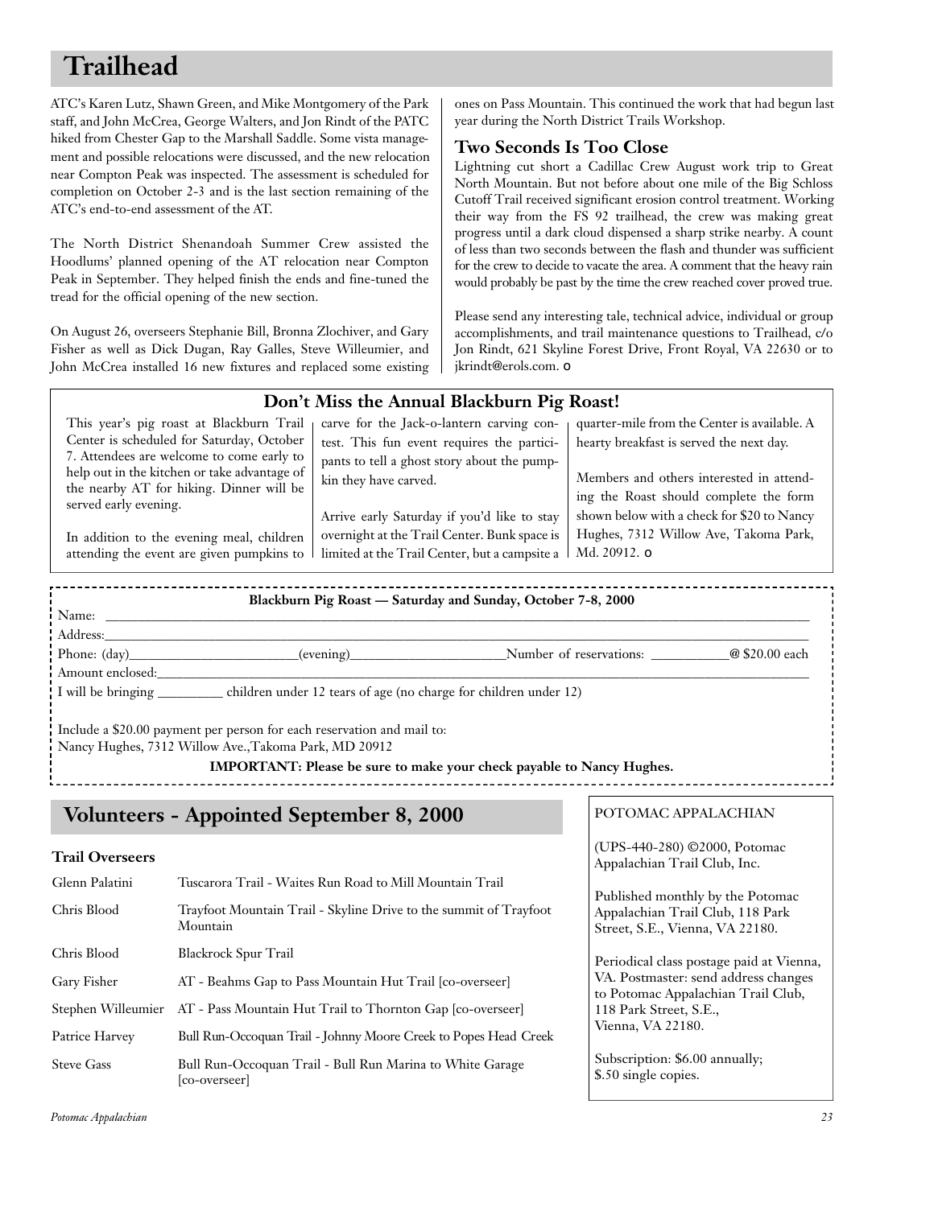# Trailhead

ATC's Karen Lutz, Shawn Green, and Mike Montgomery of the Park staff, and John McCrea, George Walters, and Jon Rindt of the PATC hiked from Chester Gap to the Marshall Saddle. Some vista management and possible relocations were discussed, and the new relocation near Compton Peak was inspected. The assessment is scheduled for completion on October 2-3 and is the last section remaining of the ATC's end-to-end assessment of the AT.

The North District Shenandoah Summer Crew assisted the Hoodlums' planned opening of the AT relocation near Compton Peak in September. They helped finish the ends and fine-tuned the tread for the official opening of the new section.

On August 26, overseers Stephanie Bill, Bronna Zlochiver, and Gary Fisher as well as Dick Dugan, Ray Galles, Steve Willeumier, and John McCrea installed 16 new fixtures and replaced some existing ones on Pass Mountain. This continued the work that had begun last year during the North District Trails Workshop.

## Two Seconds Is Too Close

Lightning cut short a Cadillac Crew August work trip to Great North Mountain. But not before about one mile of the Big Schloss Cutoff Trail received significant erosion control treatment. Working their way from the FS 92 trailhead, the crew was making great progress until a dark cloud dispensed a sharp strike nearby. A count of less than two seconds between the flash and thunder was sufficient for the crew to decide to vacate the area. A comment that the heavy rain would probably be past by the time the crew reached cover proved true.

Please send any interesting tale, technical advice, individual or group accomplishments, and trail maintenance questions to Trailhead, c/o Jon Rindt, 621 Skyline Forest Drive, Front Royal, VA 22630 or to jkrindt@erols.com. o

## Don't Miss the Annual Blackburn Pig Roast!

This year's pig roast at Blackburn Trail Center is scheduled for Saturday, October 7. Attendees are welcome to come early to help out in the kitchen or take advantage of the nearby AT for hiking. Dinner will be served early evening.

In addition to the evening meal, children attending the event are given pumpkins to carve for the Jack-o-lantern carving contest. This fun event requires the participants to tell a ghost story about the pumpkin they have carved.

Arrive early Saturday if you'd like to stay overnight at the Trail Center. Bunk space is limited at the Trail Center, but a campsite a quarter-mile from the Center is available. A hearty breakfast is served the next day.

Members and others interested in attending the Roast should complete the form shown below with a check for $20 to Nancy Hughes, 7312 Willow Ave, Takoma Park, Md. 20912. o

**Blackburn Pig Roast — Saturday and Sunday, October 7-8, 2000**

Name: ______________________________

Address: ______________________________

Phone: (day)______________(evening)______________Number of reservations: __________ @ $20.00 each

Amount enclosed: ______________________________

I will be bringing _________ children under 12 tears of age (no charge for children under 12)

Include a $20.00 payment per person for each reservation and mail to:
Nancy Hughes, 7312 Willow Ave.,Takoma Park, MD 20912

**IMPORTANT: Please be sure to make your check payable to Nancy Hughes.**

# Volunteers - Appointed September 8, 2000

### Trail Overseers

| | |
|---|---|
| Glenn Palatini | Tuscarora Trail - Waites Run Road to Mill Mountain Trail |
| Chris Blood | Trayfoot Mountain Trail - Skyline Drive to the summit of Trayfoot Mountain |
| Chris Blood | Blackrock Spur Trail |
| Gary Fisher | AT - Beahms Gap to Pass Mountain Hut Trail [co-overseer] |
| Stephen Willeumier | AT - Pass Mountain Hut Trail to Thornton Gap [co-overseer] |
| Patrice Harvey | Bull Run-Occoquan Trail - Johnny Moore Creek to Popes Head Creek |
| Steve Gass | Bull Run-Occoquan Trail - Bull Run Marina to White Garage [co-overseer] |

POTOMAC APPALACHIAN

(UPS-440-280) ©2000, Potomac Appalachian Trail Club, Inc.

Published monthly by the Potomac Appalachian Trail Club, 118 Park Street, S.E., Vienna, VA 22180.

Periodical class postage paid at Vienna, VA. Postmaster: send address changes to Potomac Appalachian Trail Club, 118 Park Street, S.E., Vienna, VA 22180.

Subscription: $6.00 annually; $.50 single copies.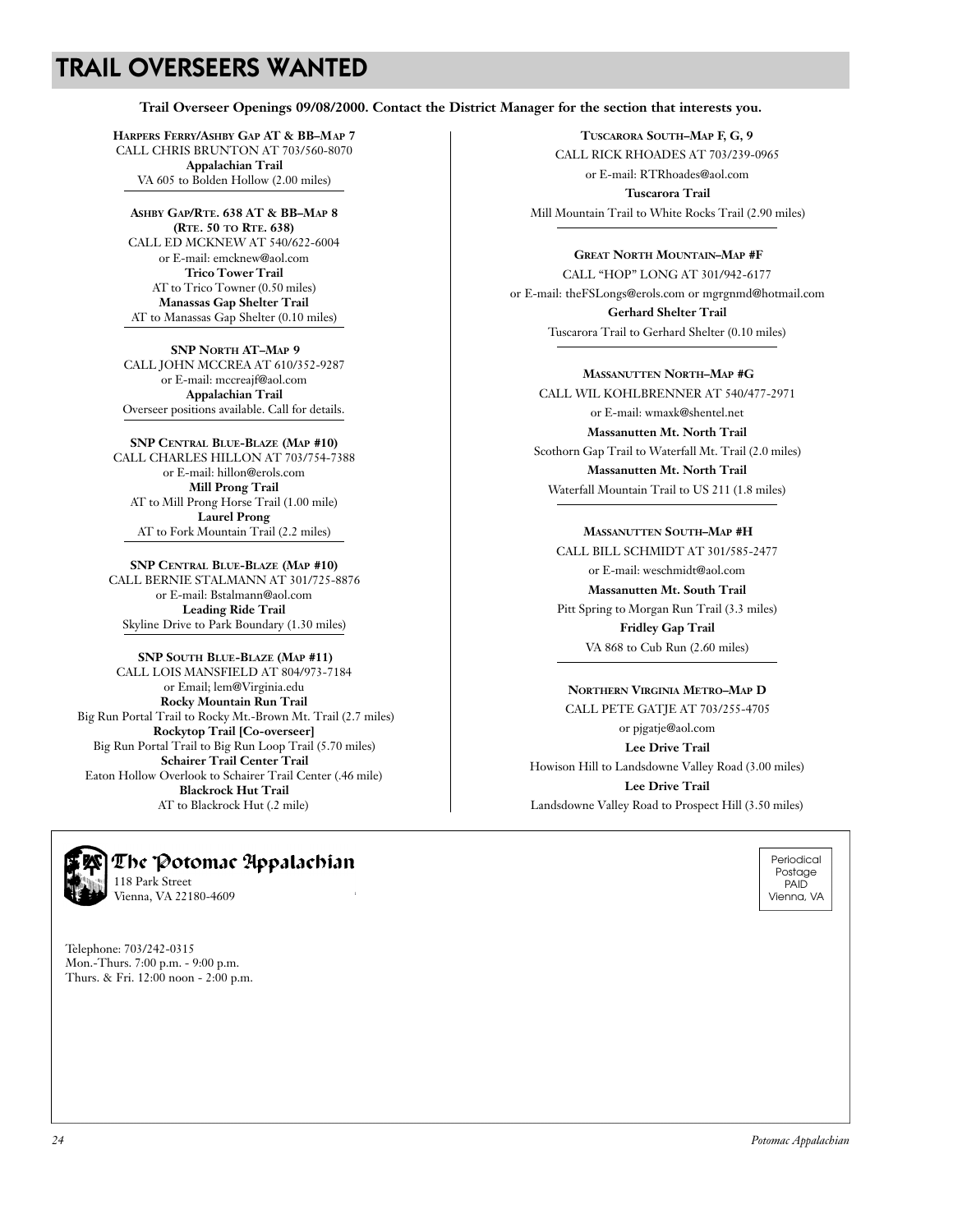# TRAIL OVERSEERS WANTED

**Trail Overseer Openings 09/08/2000. Contact the District Manager for the section that interests you.**

**HARPERS FERRY/ASHBY GAP AT & BB–MAP 7**
CALL CHRIS BRUNTON AT 703/560-8070
**Appalachian Trail**
VA 605 to Bolden Hollow (2.00 miles)

**ASHBY GAP/RTE. 638 AT & BB–MAP 8 (RTE. 50 TO RTE. 638)**
CALL ED MCKNEW AT 540/622-6004
or E-mail: emcknew@aol.com
**Trico Tower Trail**
AT to Trico Towner (0.50 miles)
**Manassas Gap Shelter Trail**
AT to Manassas Gap Shelter (0.10 miles)

**SNP NORTH AT–MAP 9**
CALL JOHN MCCREA AT 610/352-9287
or E-mail: mccreajf@aol.com
**Appalachian Trail**
Overseer positions available. Call for details.

**SNP CENTRAL BLUE-BLAZE (MAP #10)**
CALL CHARLES HILLON AT 703/754-7388
or E-mail: hillon@erols.com
**Mill Prong Trail**
AT to Mill Prong Horse Trail (1.00 mile)
**Laurel Prong**
AT to Fork Mountain Trail (2.2 miles)

**SNP CENTRAL BLUE-BLAZE (MAP #10)**
CALL BERNIE STALMANN AT 301/725-8876
or E-mail: Bstalmann@aol.com
**Leading Ride Trail**
Skyline Drive to Park Boundary (1.30 miles)

**SNP SOUTH BLUE-BLAZE (MAP #11)**
CALL LOIS MANSFIELD AT 804/973-7184
or Email; lem@Virginia.edu
**Rocky Mountain Run Trail**
Big Run Portal Trail to Rocky Mt.-Brown Mt. Trail (2.7 miles)
**Rockytop Trail [Co-overseer]**
Big Run Portal Trail to Big Run Loop Trail (5.70 miles)
**Schairer Trail Center Trail**
Eaton Hollow Overlook to Schairer Trail Center (.46 mile)
**Blackrock Hut Trail**
AT to Blackrock Hut (.2 mile)

**TUSCARORA SOUTH–MAP F, G, 9**
CALL RICK RHOADES AT 703/239-0965
or E-mail: RTRhoades@aol.com
**Tuscarora Trail**
Mill Mountain Trail to White Rocks Trail (2.90 miles)

**GREAT NORTH MOUNTAIN–MAP #F**
CALL "HOP" LONG AT 301/942-6177
or E-mail: theFSLongs@erols.com or mgrgnmd@hotmail.com
**Gerhard Shelter Trail**
Tuscarora Trail to Gerhard Shelter (0.10 miles)

**MASSANUTTEN NORTH–MAP #G**
CALL WIL KOHLBRENNER AT 540/477-2971
or E-mail: wmaxk@shentel.net
**Massanutten Mt. North Trail**
Scothorn Gap Trail to Waterfall Mt. Trail (2.0 miles)
**Massanutten Mt. North Trail**
Waterfall Mountain Trail to US 211 (1.8 miles)

**MASSANUTTEN SOUTH–MAP #H**
CALL BILL SCHMIDT AT 301/585-2477
or E-mail: weschmidt@aol.com
**Massanutten Mt. South Trail**
Pitt Spring to Morgan Run Trail (3.3 miles)
**Fridley Gap Trail**
VA 868 to Cub Run (2.60 miles)

**NORTHERN VIRGINIA METRO–MAP D**
CALL PETE GATJE AT 703/255-4705
or pjgatje@aol.com
**Lee Drive Trail**
Howison Hill to Landsdowne Valley Road (3.00 miles)
**Lee Drive Trail**
Landsdowne Valley Road to Prospect Hill (3.50 miles)

---

**The Potomac Appalachian**
118 Park Street
Vienna, VA 22180-4609

Periodical Postage PAID Vienna, VA

Telephone: 703/242-0315
Mon.-Thurs. 7:00 p.m. - 9:00 p.m.
Thurs. & Fri. 12:00 noon - 2:00 p.m.